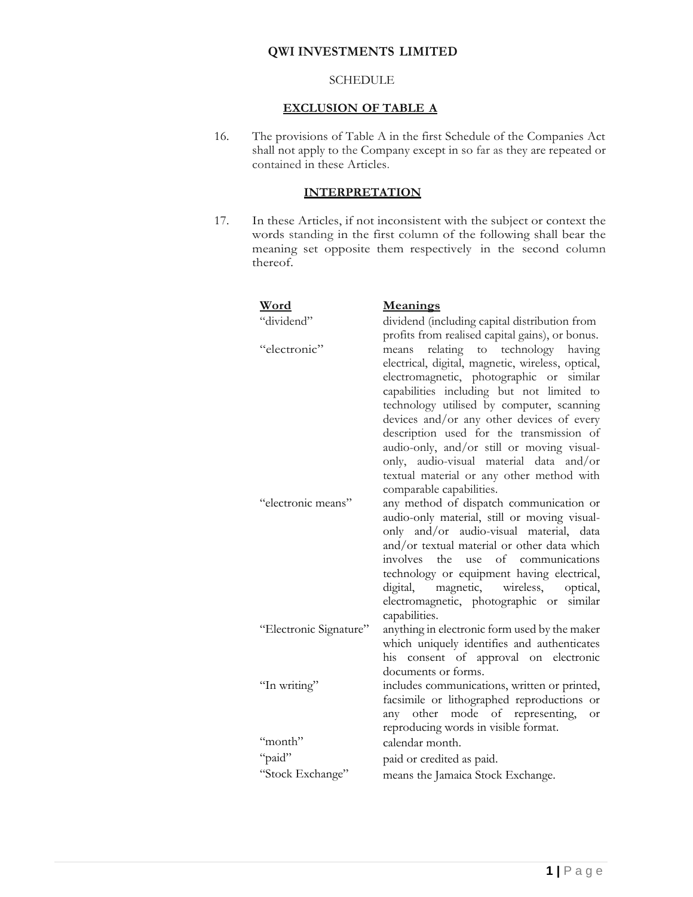# QWI INVESTMENTS LIMITED

SCHEDULE

## EXCLUSION OF TABLE A

16. The provisions of Table A in the first Schedule of the Companies Act shall not apply to the Company except in so far as they are repeated or contained in these Articles.

## INTERPRETATION

17. In these Articles, if not inconsistent with the subject or context the words standing in the first column of the following shall bear the meaning set opposite them respectively in the second column thereof.

| Word | Meanings |
|---|---|
| "dividend" | dividend (including capital distribution from profits from realised capital gains), or bonus. |
| "electronic" | means relating to technology having electrical, digital, magnetic, wireless, optical, electromagnetic, photographic or similar capabilities including but not limited to technology utilised by computer, scanning devices and/or any other devices of every description used for the transmission of audio-only, and/or still or moving visual-only, audio-visual material data and/or textual material or any other method with comparable capabilities. |
| "electronic means" | any method of dispatch communication or audio-only material, still or moving visual-only and/or audio-visual material, data and/or textual material or other data which involves the use of communications technology or equipment having electrical, digital, magnetic, wireless, optical, electromagnetic, photographic or similar capabilities. |
| "Electronic Signature" | anything in electronic form used by the maker which uniquely identifies and authenticates his consent of approval on electronic documents or forms. |
| "In writing" | includes communications, written or printed, facsimile or lithographed reproductions or any other mode of representing, or reproducing words in visible format. |
| "month" | calendar month. |
| "paid" | paid or credited as paid. |
| "Stock Exchange" | means the Jamaica Stock Exchange. |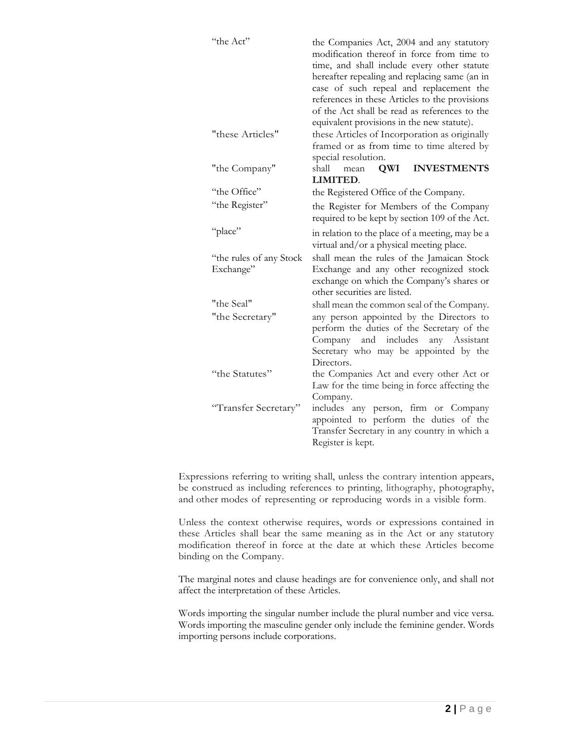| | |
|---|---|
| "the Act" | the Companies Act, 2004 and any statutory modification thereof in force from time to time, and shall include every other statute hereafter repealing and replacing same (an in case of such repeal and replacement the references in these Articles to the provisions of the Act shall be read as references to the equivalent provisions in the new statute). |
| "these Articles" | these Articles of Incorporation as originally framed or as from time to time altered by special resolution. |
| "the Company" | shall mean **QWI INVESTMENTS LIMITED**. |
| "the Office" | the Registered Office of the Company. |
| "the Register" | the Register for Members of the Company required to be kept by section 109 of the Act. |
| "place" | in relation to the place of a meeting, may be a virtual and/or a physical meeting place. |
| "the rules of any Stock Exchange" | shall mean the rules of the Jamaican Stock Exchange and any other recognized stock exchange on which the Company's shares or other securities are listed. |
| "the Seal" | shall mean the common seal of the Company. |
| "the Secretary" | any person appointed by the Directors to perform the duties of the Secretary of the Company and includes any Assistant Secretary who may be appointed by the Directors. |
| "the Statutes" | the Companies Act and every other Act or Law for the time being in force affecting the Company. |
| "Transfer Secretary" | includes any person, firm or Company appointed to perform the duties of the Transfer Secretary in any country in which a Register is kept. |

Expressions referring to writing shall, unless the contrary intention appears, be construed as including references to printing, lithography, photography, and other modes of representing or reproducing words in a visible form.

Unless the context otherwise requires, words or expressions contained in these Articles shall bear the same meaning as in the Act or any statutory modification thereof in force at the date at which these Articles become binding on the Company.

The marginal notes and clause headings are for convenience only, and shall not affect the interpretation of these Articles.

Words importing the singular number include the plural number and vice versa. Words importing the masculine gender only include the feminine gender. Words importing persons include corporations.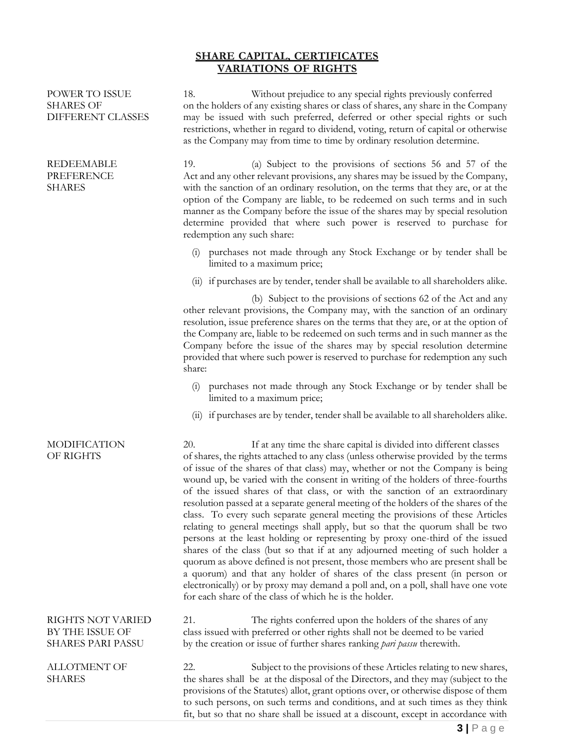## SHARE CAPITAL, CERTIFICATES VARIATIONS OF RIGHTS

**POWER TO ISSUE SHARES OF DIFFERENT CLASSES**

18. Without prejudice to any special rights previously conferred on the holders of any existing shares or class of shares, any share in the Company may be issued with such preferred, deferred or other special rights or such restrictions, whether in regard to dividend, voting, return of capital or otherwise as the Company may from time to time by ordinary resolution determine.

**REDEEMABLE PREFERENCE SHARES**

19. (a) Subject to the provisions of sections 56 and 57 of the Act and any other relevant provisions, any shares may be issued by the Company, with the sanction of an ordinary resolution, on the terms that they are, or at the option of the Company are liable, to be redeemed on such terms and in such manner as the Company before the issue of the shares may by special resolution determine provided that where such power is reserved to purchase for redemption any such share:

(i) purchases not made through any Stock Exchange or by tender shall be limited to a maximum price;

(ii) if purchases are by tender, tender shall be available to all shareholders alike.

(b) Subject to the provisions of sections 62 of the Act and any other relevant provisions, the Company may, with the sanction of an ordinary resolution, issue preference shares on the terms that they are, or at the option of the Company are, liable to be redeemed on such terms and in such manner as the Company before the issue of the shares may by special resolution determine provided that where such power is reserved to purchase for redemption any such share:

(i) purchases not made through any Stock Exchange or by tender shall be limited to a maximum price;

(ii) if purchases are by tender, tender shall be available to all shareholders alike.

**MODIFICATION OF RIGHTS**

20. If at any time the share capital is divided into different classes of shares, the rights attached to any class (unless otherwise provided by the terms of issue of the shares of that class) may, whether or not the Company is being wound up, be varied with the consent in writing of the holders of three-fourths of the issued shares of that class, or with the sanction of an extraordinary resolution passed at a separate general meeting of the holders of the shares of the class. To every such separate general meeting the provisions of these Articles relating to general meetings shall apply, but so that the quorum shall be two persons at the least holding or representing by proxy one-third of the issued shares of the class (but so that if at any adjourned meeting of such holder a quorum as above defined is not present, those members who are present shall be a quorum) and that any holder of shares of the class present (in person or electronically) or by proxy may demand a poll and, on a poll, shall have one vote for each share of the class of which he is the holder.

**RIGHTS NOT VARIED BY THE ISSUE OF SHARES PARI PASSU**

21. The rights conferred upon the holders of the shares of any class issued with preferred or other rights shall not be deemed to be varied by the creation or issue of further shares ranking *pari passu* therewith.

**ALLOTMENT OF SHARES**

22. Subject to the provisions of these Articles relating to new shares, the shares shall be at the disposal of the Directors, and they may (subject to the provisions of the Statutes) allot, grant options over, or otherwise dispose of them to such persons, on such terms and conditions, and at such times as they think fit, but so that no share shall be issued at a discount, except in accordance with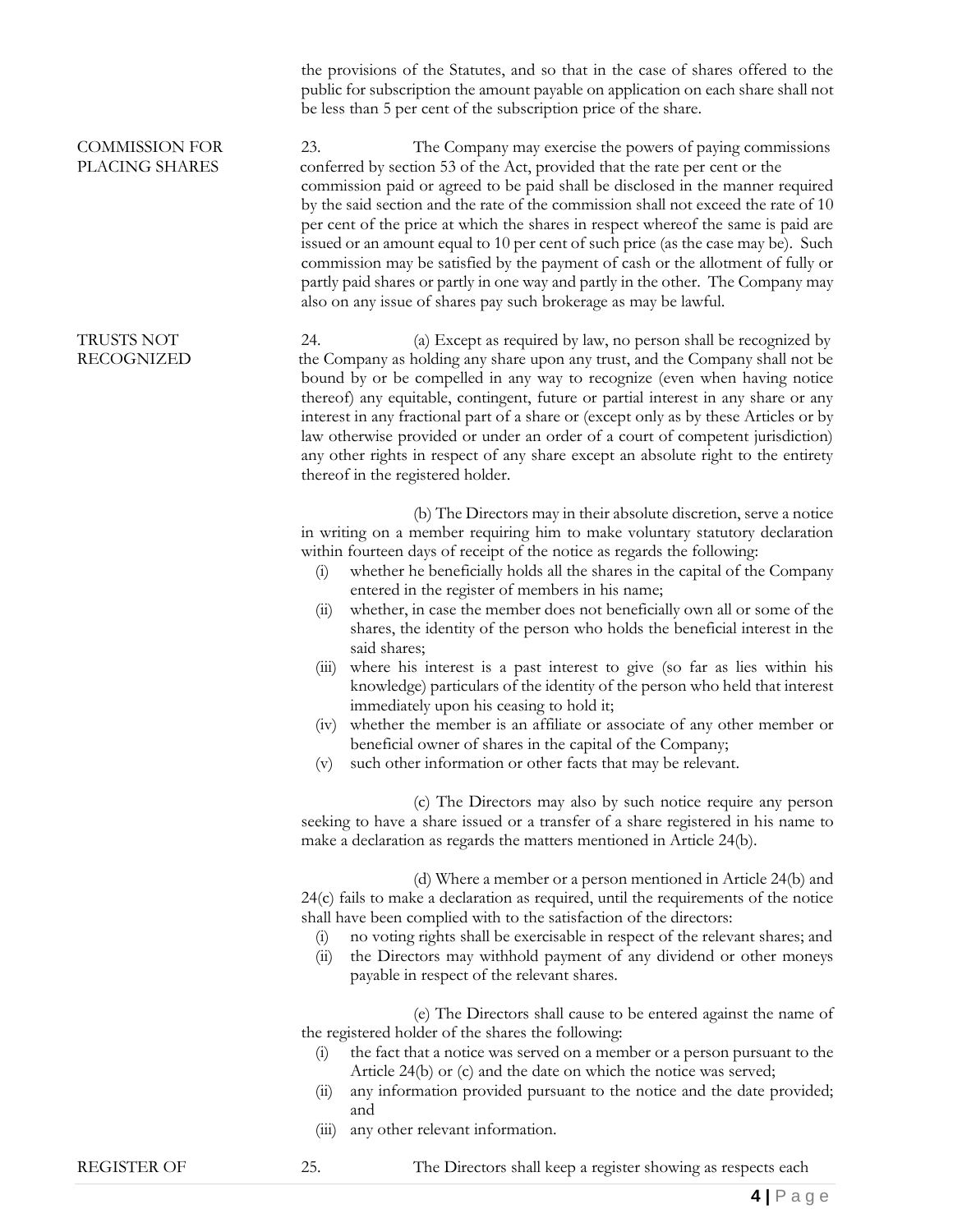the provisions of the Statutes, and so that in the case of shares offered to the public for subscription the amount payable on application on each share shall not be less than 5 per cent of the subscription price of the share.

**COMMISSION FOR PLACING SHARES**

23. The Company may exercise the powers of paying commissions conferred by section 53 of the Act, provided that the rate per cent or the commission paid or agreed to be paid shall be disclosed in the manner required by the said section and the rate of the commission shall not exceed the rate of 10 per cent of the price at which the shares in respect whereof the same is paid are issued or an amount equal to 10 per cent of such price (as the case may be). Such commission may be satisfied by the payment of cash or the allotment of fully or partly paid shares or partly in one way and partly in the other. The Company may also on any issue of shares pay such brokerage as may be lawful.

**TRUSTS NOT RECOGNIZED**

24. (a) Except as required by law, no person shall be recognized by the Company as holding any share upon any trust, and the Company shall not be bound by or be compelled in any way to recognize (even when having notice thereof) any equitable, contingent, future or partial interest in any share or any interest in any fractional part of a share or (except only as by these Articles or by law otherwise provided or under an order of a court of competent jurisdiction) any other rights in respect of any share except an absolute right to the entirety thereof in the registered holder.

(b) The Directors may in their absolute discretion, serve a notice in writing on a member requiring him to make voluntary statutory declaration within fourteen days of receipt of the notice as regards the following:

(i) whether he beneficially holds all the shares in the capital of the Company entered in the register of members in his name;
(ii) whether, in case the member does not beneficially own all or some of the shares, the identity of the person who holds the beneficial interest in the said shares;
(iii) where his interest is a past interest to give (so far as lies within his knowledge) particulars of the identity of the person who held that interest immediately upon his ceasing to hold it;
(iv) whether the member is an affiliate or associate of any other member or beneficial owner of shares in the capital of the Company;
(v) such other information or other facts that may be relevant.

(c) The Directors may also by such notice require any person seeking to have a share issued or a transfer of a share registered in his name to make a declaration as regards the matters mentioned in Article 24(b).

(d) Where a member or a person mentioned in Article 24(b) and 24(c) fails to make a declaration as required, until the requirements of the notice shall have been complied with to the satisfaction of the directors:

(i) no voting rights shall be exercisable in respect of the relevant shares; and
(ii) the Directors may withhold payment of any dividend or other moneys payable in respect of the relevant shares.

(e) The Directors shall cause to be entered against the name of the registered holder of the shares the following:

(i) the fact that a notice was served on a member or a person pursuant to the Article 24(b) or (c) and the date on which the notice was served;
(ii) any information provided pursuant to the notice and the date provided; and
(iii) any other relevant information.

**REGISTER OF**

25. The Directors shall keep a register showing as respects each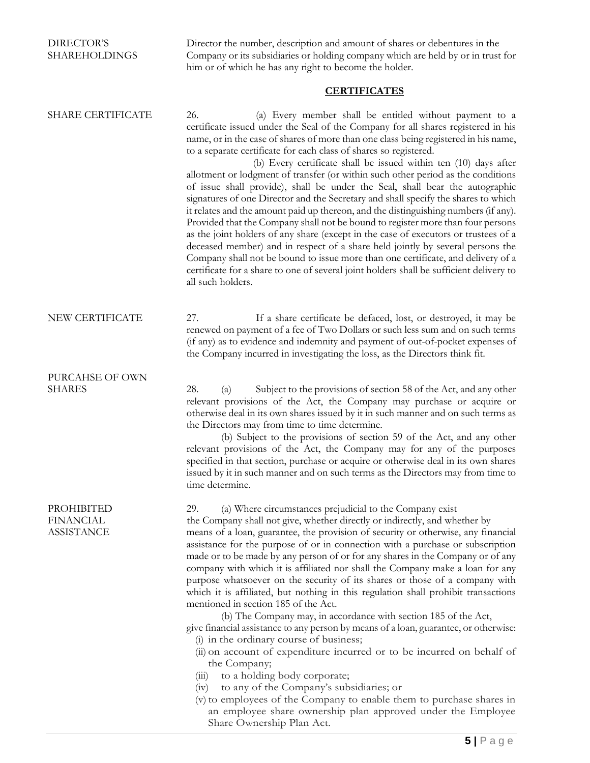DIRECTOR'S SHAREHOLDINGS

Director the number, description and amount of shares or debentures in the Company or its subsidiaries or holding company which are held by or in trust for him or of which he has any right to become the holder.

## CERTIFICATES

SHARE CERTIFICATE

26. (a) Every member shall be entitled without payment to a certificate issued under the Seal of the Company for all shares registered in his name, or in the case of shares of more than one class being registered in his name, to a separate certificate for each class of shares so registered.

(b) Every certificate shall be issued within ten (10) days after allotment or lodgment of transfer (or within such other period as the conditions of issue shall provide), shall be under the Seal, shall bear the autographic signatures of one Director and the Secretary and shall specify the shares to which it relates and the amount paid up thereon, and the distinguishing numbers (if any). Provided that the Company shall not be bound to register more than four persons as the joint holders of any share (except in the case of executors or trustees of a deceased member) and in respect of a share held jointly by several persons the Company shall not be bound to issue more than one certificate, and delivery of a certificate for a share to one of several joint holders shall be sufficient delivery to all such holders.

NEW CERTIFICATE

27. If a share certificate be defaced, lost, or destroyed, it may be renewed on payment of a fee of Two Dollars or such less sum and on such terms (if any) as to evidence and indemnity and payment of out-of-pocket expenses of the Company incurred in investigating the loss, as the Directors think fit.

PURCAHSE OF OWN SHARES

28. (a) Subject to the provisions of section 58 of the Act, and any other relevant provisions of the Act, the Company may purchase or acquire or otherwise deal in its own shares issued by it in such manner and on such terms as the Directors may from time to time determine.

(b) Subject to the provisions of section 59 of the Act, and any other relevant provisions of the Act, the Company may for any of the purposes specified in that section, purchase or acquire or otherwise deal in its own shares issued by it in such manner and on such terms as the Directors may from time to time determine.

PROHIBITED FINANCIAL ASSISTANCE

29. (a) Where circumstances prejudicial to the Company exist the Company shall not give, whether directly or indirectly, and whether by means of a loan, guarantee, the provision of security or otherwise, any financial assistance for the purpose of or in connection with a purchase or subscription made or to be made by any person of or for any shares in the Company or of any company with which it is affiliated nor shall the Company make a loan for any purpose whatsoever on the security of its shares or those of a company with which it is affiliated, but nothing in this regulation shall prohibit transactions mentioned in section 185 of the Act.

(b) The Company may, in accordance with section 185 of the Act, give financial assistance to any person by means of a loan, guarantee, or otherwise:

(i) in the ordinary course of business;
(ii) on account of expenditure incurred or to be incurred on behalf of the Company;
(iii) to a holding body corporate;
(iv) to any of the Company's subsidiaries; or
(v) to employees of the Company to enable them to purchase shares in an employee share ownership plan approved under the Employee Share Ownership Plan Act.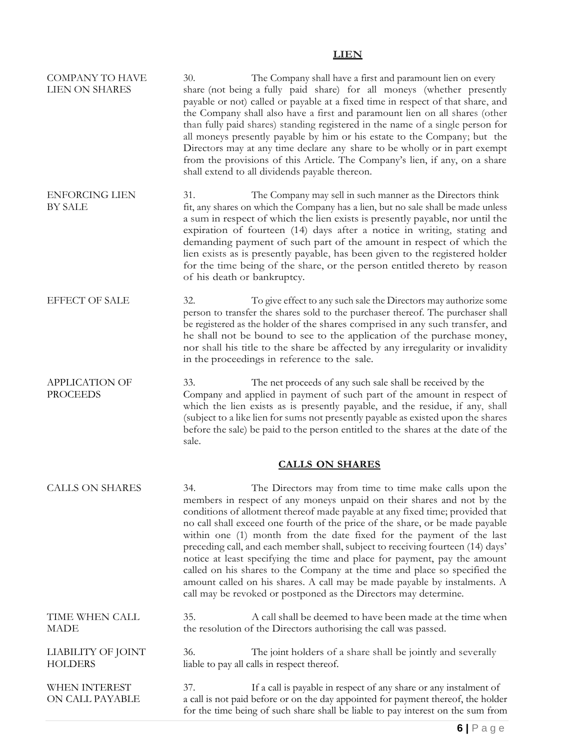## LIEN

**COMPANY TO HAVE LIEN ON SHARES**

30. The Company shall have a first and paramount lien on every share (not being a fully paid share) for all moneys (whether presently payable or not) called or payable at a fixed time in respect of that share, and the Company shall also have a first and paramount lien on all shares (other than fully paid shares) standing registered in the name of a single person for all moneys presently payable by him or his estate to the Company; but the Directors may at any time declare any share to be wholly or in part exempt from the provisions of this Article. The Company's lien, if any, on a share shall extend to all dividends payable thereon.

**ENFORCING LIEN BY SALE**

31. The Company may sell in such manner as the Directors think fit, any shares on which the Company has a lien, but no sale shall be made unless a sum in respect of which the lien exists is presently payable, nor until the expiration of fourteen (14) days after a notice in writing, stating and demanding payment of such part of the amount in respect of which the lien exists as is presently payable, has been given to the registered holder for the time being of the share, or the person entitled thereto by reason of his death or bankruptcy.

**EFFECT OF SALE**

32. To give effect to any such sale the Directors may authorize some person to transfer the shares sold to the purchaser thereof. The purchaser shall be registered as the holder of the shares comprised in any such transfer, and he shall not be bound to see to the application of the purchase money, nor shall his title to the share be affected by any irregularity or invalidity in the proceedings in reference to the sale.

**APPLICATION OF PROCEEDS**

33. The net proceeds of any such sale shall be received by the Company and applied in payment of such part of the amount in respect of which the lien exists as is presently payable, and the residue, if any, shall (subject to a like lien for sums not presently payable as existed upon the shares before the sale) be paid to the person entitled to the shares at the date of the sale.

## CALLS ON SHARES

**CALLS ON SHARES**

34. The Directors may from time to time make calls upon the members in respect of any moneys unpaid on their shares and not by the conditions of allotment thereof made payable at any fixed time; provided that no call shall exceed one fourth of the price of the share, or be made payable within one (1) month from the date fixed for the payment of the last preceding call, and each member shall, subject to receiving fourteen (14) days' notice at least specifying the time and place for payment, pay the amount called on his shares to the Company at the time and place so specified the amount called on his shares. A call may be made payable by instalments. A call may be revoked or postponed as the Directors may determine.

**TIME WHEN CALL MADE**

35. A call shall be deemed to have been made at the time when the resolution of the Directors authorising the call was passed.

**LIABILITY OF JOINT HOLDERS**

36. The joint holders of a share shall be jointly and severally liable to pay all calls in respect thereof.

**WHEN INTEREST ON CALL PAYABLE**

37. If a call is payable in respect of any share or any instalment of a call is not paid before or on the day appointed for payment thereof, the holder for the time being of such share shall be liable to pay interest on the sum from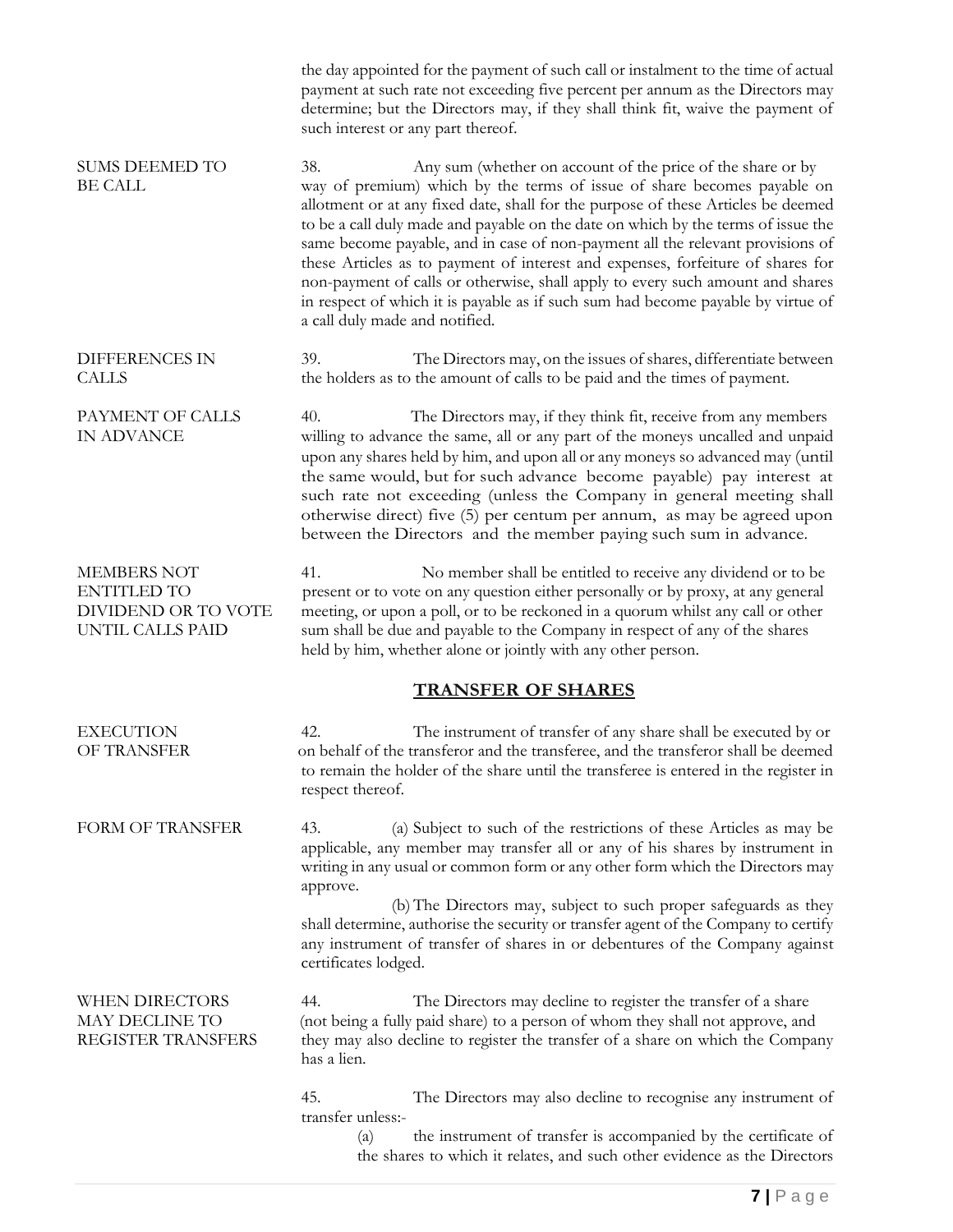the day appointed for the payment of such call or instalment to the time of actual payment at such rate not exceeding five percent per annum as the Directors may determine; but the Directors may, if they shall think fit, waive the payment of such interest or any part thereof.

**SUMS DEEMED TO BE CALL**

38. Any sum (whether on account of the price of the share or by way of premium) which by the terms of issue of share becomes payable on allotment or at any fixed date, shall for the purpose of these Articles be deemed to be a call duly made and payable on the date on which by the terms of issue the same become payable, and in case of non-payment all the relevant provisions of these Articles as to payment of interest and expenses, forfeiture of shares for non-payment of calls or otherwise, shall apply to every such amount and shares in respect of which it is payable as if such sum had become payable by virtue of a call duly made and notified.

**DIFFERENCES IN CALLS**

39. The Directors may, on the issues of shares, differentiate between the holders as to the amount of calls to be paid and the times of payment.

**PAYMENT OF CALLS IN ADVANCE**

40. The Directors may, if they think fit, receive from any members willing to advance the same, all or any part of the moneys uncalled and unpaid upon any shares held by him, and upon all or any moneys so advanced may (until the same would, but for such advance become payable) pay interest at such rate not exceeding (unless the Company in general meeting shall otherwise direct) five (5) per centum per annum, as may be agreed upon between the Directors and the member paying such sum in advance.

**MEMBERS NOT ENTITLED TO DIVIDEND OR TO VOTE UNTIL CALLS PAID**

41. No member shall be entitled to receive any dividend or to be present or to vote on any question either personally or by proxy, at any general meeting, or upon a poll, or to be reckoned in a quorum whilst any call or other sum shall be due and payable to the Company in respect of any of the shares held by him, whether alone or jointly with any other person.

## TRANSFER OF SHARES

**EXECUTION OF TRANSFER**

42. The instrument of transfer of any share shall be executed by or on behalf of the transferor and the transferee, and the transferor shall be deemed to remain the holder of the share until the transferee is entered in the register in respect thereof.

**FORM OF TRANSFER**

43. (a) Subject to such of the restrictions of these Articles as may be applicable, any member may transfer all or any of his shares by instrument in writing in any usual or common form or any other form which the Directors may approve.

(b) The Directors may, subject to such proper safeguards as they shall determine, authorise the security or transfer agent of the Company to certify any instrument of transfer of shares in or debentures of the Company against certificates lodged.

**WHEN DIRECTORS MAY DECLINE TO REGISTER TRANSFERS**

44. The Directors may decline to register the transfer of a share (not being a fully paid share) to a person of whom they shall not approve, and they may also decline to register the transfer of a share on which the Company has a lien.

45. The Directors may also decline to recognise any instrument of transfer unless:-

(a) the instrument of transfer is accompanied by the certificate of the shares to which it relates, and such other evidence as the Directors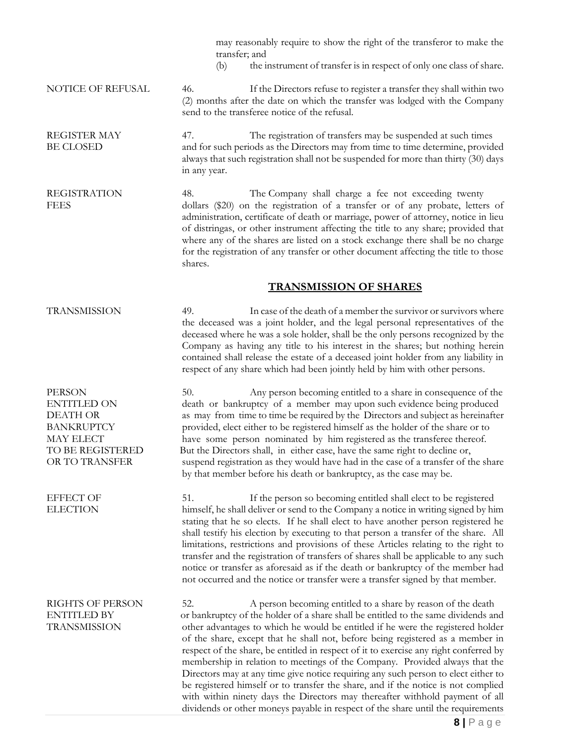may reasonably require to show the right of the transferor to make the transfer; and

(b) the instrument of transfer is in respect of only one class of share.

NOTICE OF REFUSAL

46. If the Directors refuse to register a transfer they shall within two (2) months after the date on which the transfer was lodged with the Company send to the transferee notice of the refusal.

REGISTER MAY BE CLOSED

47. The registration of transfers may be suspended at such times and for such periods as the Directors may from time to time determine, provided always that such registration shall not be suspended for more than thirty (30) days in any year.

REGISTRATION FEES

48. The Company shall charge a fee not exceeding twenty dollars ($20) on the registration of a transfer or of any probate, letters of administration, certificate of death or marriage, power of attorney, notice in lieu of distringas, or other instrument affecting the title to any share; provided that where any of the shares are listed on a stock exchange there shall be no charge for the registration of any transfer or other document affecting the title to those shares.

## TRANSMISSION OF SHARES

TRANSMISSION

49. In case of the death of a member the survivor or survivors where the deceased was a joint holder, and the legal personal representatives of the deceased where he was a sole holder, shall be the only persons recognized by the Company as having any title to his interest in the shares; but nothing herein contained shall release the estate of a deceased joint holder from any liability in respect of any share which had been jointly held by him with other persons.

PERSON ENTITLED ON DEATH OR BANKRUPTCY MAY ELECT TO BE REGISTERED OR TO TRANSFER

50. Any person becoming entitled to a share in consequence of the death or bankruptcy of a member may upon such evidence being produced as may from time to time be required by the Directors and subject as hereinafter provided, elect either to be registered himself as the holder of the share or to have some person nominated by him registered as the transferee thereof. But the Directors shall, in either case, have the same right to decline or, suspend registration as they would have had in the case of a transfer of the share by that member before his death or bankruptcy, as the case may be.

EFFECT OF ELECTION

51. If the person so becoming entitled shall elect to be registered himself, he shall deliver or send to the Company a notice in writing signed by him stating that he so elects. If he shall elect to have another person registered he shall testify his election by executing to that person a transfer of the share. All limitations, restrictions and provisions of these Articles relating to the right to transfer and the registration of transfers of shares shall be applicable to any such notice or transfer as aforesaid as if the death or bankruptcy of the member had not occurred and the notice or transfer were a transfer signed by that member.

RIGHTS OF PERSON ENTITLED BY TRANSMISSION

52. A person becoming entitled to a share by reason of the death or bankruptcy of the holder of a share shall be entitled to the same dividends and other advantages to which he would be entitled if he were the registered holder of the share, except that he shall not, before being registered as a member in respect of the share, be entitled in respect of it to exercise any right conferred by membership in relation to meetings of the Company. Provided always that the Directors may at any time give notice requiring any such person to elect either to be registered himself or to transfer the share, and if the notice is not complied with within ninety days the Directors may thereafter withhold payment of all dividends or other moneys payable in respect of the share until the requirements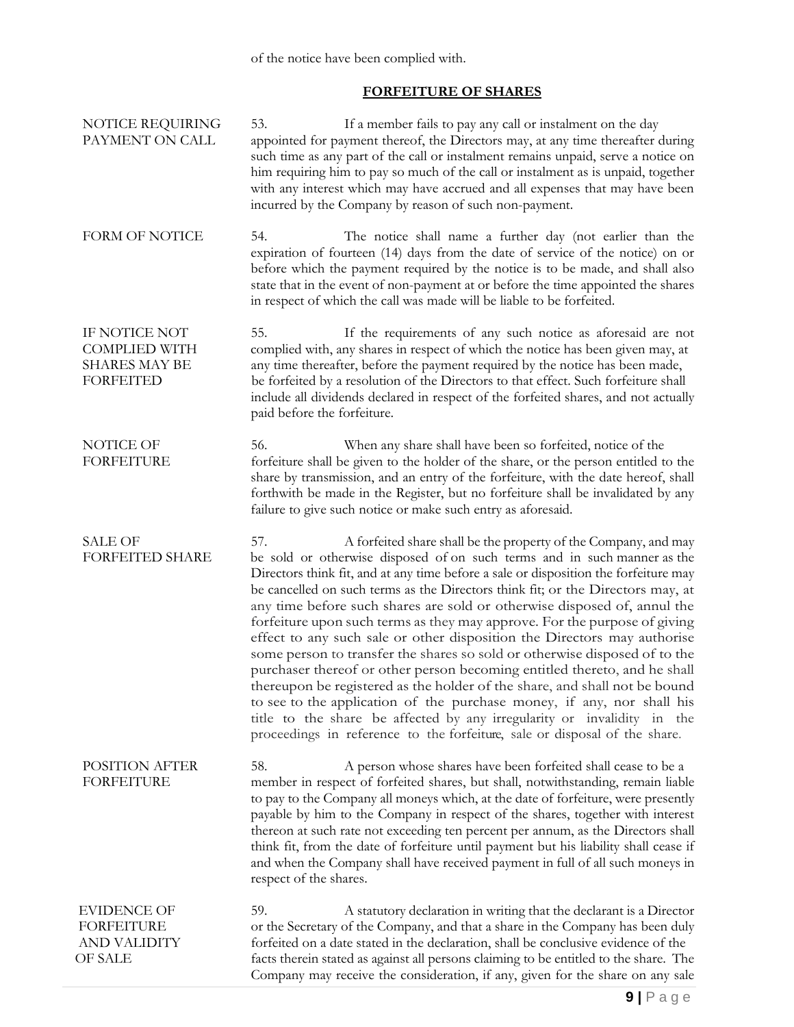of the notice have been complied with.

## FORFEITURE OF SHARES

**NOTICE REQUIRING PAYMENT ON CALL**

53. If a member fails to pay any call or instalment on the day appointed for payment thereof, the Directors may, at any time thereafter during such time as any part of the call or instalment remains unpaid, serve a notice on him requiring him to pay so much of the call or instalment as is unpaid, together with any interest which may have accrued and all expenses that may have been incurred by the Company by reason of such non-payment.

**FORM OF NOTICE**

54. The notice shall name a further day (not earlier than the expiration of fourteen (14) days from the date of service of the notice) on or before which the payment required by the notice is to be made, and shall also state that in the event of non-payment at or before the time appointed the shares in respect of which the call was made will be liable to be forfeited.

**IF NOTICE NOT COMPLIED WITH SHARES MAY BE FORFEITED**

55. If the requirements of any such notice as aforesaid are not complied with, any shares in respect of which the notice has been given may, at any time thereafter, before the payment required by the notice has been made, be forfeited by a resolution of the Directors to that effect. Such forfeiture shall include all dividends declared in respect of the forfeited shares, and not actually paid before the forfeiture.

**NOTICE OF FORFEITURE**

56. When any share shall have been so forfeited, notice of the forfeiture shall be given to the holder of the share, or the person entitled to the share by transmission, and an entry of the forfeiture, with the date hereof, shall forthwith be made in the Register, but no forfeiture shall be invalidated by any failure to give such notice or make such entry as aforesaid.

**SALE OF FORFEITED SHARE**

57. A forfeited share shall be the property of the Company, and may be sold or otherwise disposed of on such terms and in such manner as the Directors think fit, and at any time before a sale or disposition the forfeiture may be cancelled on such terms as the Directors think fit; or the Directors may, at any time before such shares are sold or otherwise disposed of, annul the forfeiture upon such terms as they may approve. For the purpose of giving effect to any such sale or other disposition the Directors may authorise some person to transfer the shares so sold or otherwise disposed of to the purchaser thereof or other person becoming entitled thereto, and he shall thereupon be registered as the holder of the share, and shall not be bound to see to the application of the purchase money, if any, nor shall his title to the share be affected by any irregularity or invalidity in the proceedings in reference to the forfeiture, sale or disposal of the share.

**POSITION AFTER FORFEITURE**

58. A person whose shares have been forfeited shall cease to be a member in respect of forfeited shares, but shall, notwithstanding, remain liable to pay to the Company all moneys which, at the date of forfeiture, were presently payable by him to the Company in respect of the shares, together with interest thereon at such rate not exceeding ten percent per annum, as the Directors shall think fit, from the date of forfeiture until payment but his liability shall cease if and when the Company shall have received payment in full of all such moneys in respect of the shares.

**EVIDENCE OF FORFEITURE AND VALIDITY OF SALE**

59. A statutory declaration in writing that the declarant is a Director or the Secretary of the Company, and that a share in the Company has been duly forfeited on a date stated in the declaration, shall be conclusive evidence of the facts therein stated as against all persons claiming to be entitled to the share. The Company may receive the consideration, if any, given for the share on any sale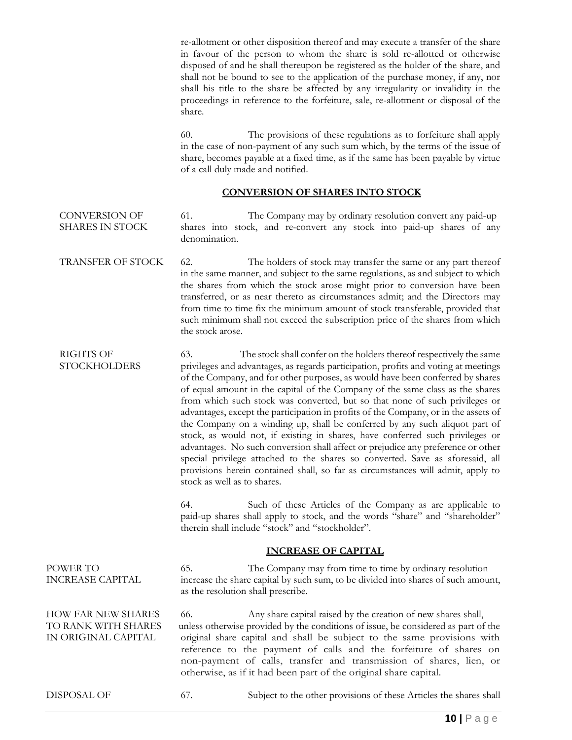re-allotment or other disposition thereof and may execute a transfer of the share in favour of the person to whom the share is sold re-allotted or otherwise disposed of and he shall thereupon be registered as the holder of the share, and shall not be bound to see to the application of the purchase money, if any, nor shall his title to the share be affected by any irregularity or invalidity in the proceedings in reference to the forfeiture, sale, re-allotment or disposal of the share.

60. The provisions of these regulations as to forfeiture shall apply in the case of non-payment of any such sum which, by the terms of the issue of share, becomes payable at a fixed time, as if the same has been payable by virtue of a call duly made and notified.

## CONVERSION OF SHARES INTO STOCK

CONVERSION OF SHARES IN STOCK

61. The Company may by ordinary resolution convert any paid-up shares into stock, and re-convert any stock into paid-up shares of any denomination.

TRANSFER OF STOCK

62. The holders of stock may transfer the same or any part thereof in the same manner, and subject to the same regulations, as and subject to which the shares from which the stock arose might prior to conversion have been transferred, or as near thereto as circumstances admit; and the Directors may from time to time fix the minimum amount of stock transferable, provided that such minimum shall not exceed the subscription price of the shares from which the stock arose.

RIGHTS OF STOCKHOLDERS

63. The stock shall confer on the holders thereof respectively the same privileges and advantages, as regards participation, profits and voting at meetings of the Company, and for other purposes, as would have been conferred by shares of equal amount in the capital of the Company of the same class as the shares from which such stock was converted, but so that none of such privileges or advantages, except the participation in profits of the Company, or in the assets of the Company on a winding up, shall be conferred by any such aliquot part of stock, as would not, if existing in shares, have conferred such privileges or advantages. No such conversion shall affect or prejudice any preference or other special privilege attached to the shares so converted. Save as aforesaid, all provisions herein contained shall, so far as circumstances will admit, apply to stock as well as to shares.

64. Such of these Articles of the Company as are applicable to paid-up shares shall apply to stock, and the words "share" and "shareholder" therein shall include "stock" and "stockholder".

## INCREASE OF CAPITAL

POWER TO INCREASE CAPITAL

65. The Company may from time to time by ordinary resolution increase the share capital by such sum, to be divided into shares of such amount, as the resolution shall prescribe.

HOW FAR NEW SHARES TO RANK WITH SHARES IN ORIGINAL CAPITAL

66. Any share capital raised by the creation of new shares shall, unless otherwise provided by the conditions of issue, be considered as part of the original share capital and shall be subject to the same provisions with reference to the payment of calls and the forfeiture of shares on non-payment of calls, transfer and transmission of shares, lien, or otherwise, as if it had been part of the original share capital.

DISPOSAL OF

67. Subject to the other provisions of these Articles the shares shall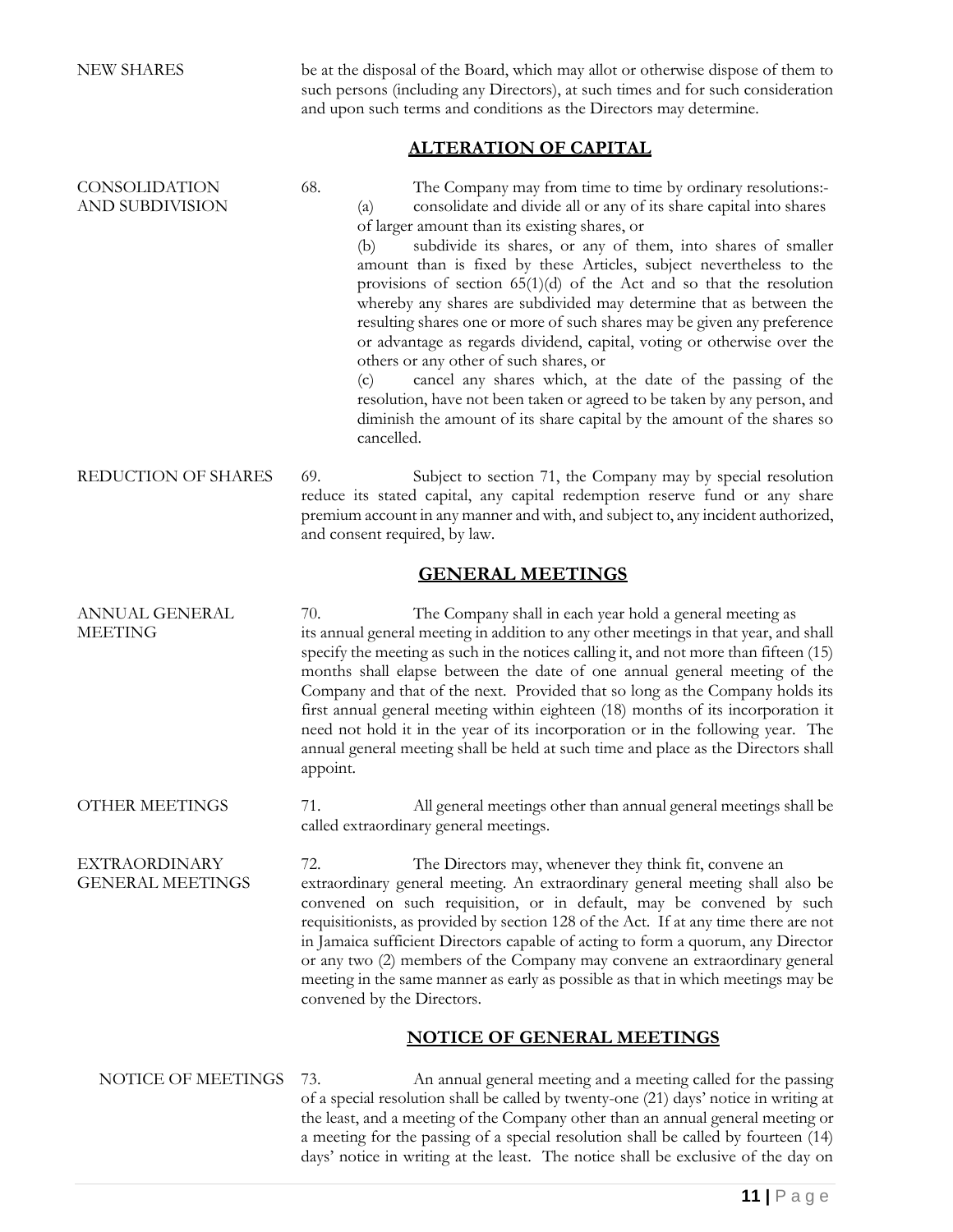NEW SHARES — be at the disposal of the Board, which may allot or otherwise dispose of them to such persons (including any Directors), at such times and for such consideration and upon such terms and conditions as the Directors may determine.

## ALTERATION OF CAPITAL

CONSOLIDATION AND SUBDIVISION

68. The Company may from time to time by ordinary resolutions:-

(a) consolidate and divide all or any of its share capital into shares of larger amount than its existing shares, or

(b) subdivide its shares, or any of them, into shares of smaller amount than is fixed by these Articles, subject nevertheless to the provisions of section 65(1)(d) of the Act and so that the resolution whereby any shares are subdivided may determine that as between the resulting shares one or more of such shares may be given any preference or advantage as regards dividend, capital, voting or otherwise over the others or any other of such shares, or

(c) cancel any shares which, at the date of the passing of the resolution, have not been taken or agreed to be taken by any person, and diminish the amount of its share capital by the amount of the shares so cancelled.

REDUCTION OF SHARES

69. Subject to section 71, the Company may by special resolution reduce its stated capital, any capital redemption reserve fund or any share premium account in any manner and with, and subject to, any incident authorized, and consent required, by law.

## GENERAL MEETINGS

ANNUAL GENERAL MEETING

70. The Company shall in each year hold a general meeting as its annual general meeting in addition to any other meetings in that year, and shall specify the meeting as such in the notices calling it, and not more than fifteen (15) months shall elapse between the date of one annual general meeting of the Company and that of the next. Provided that so long as the Company holds its first annual general meeting within eighteen (18) months of its incorporation it need not hold it in the year of its incorporation or in the following year. The annual general meeting shall be held at such time and place as the Directors shall appoint.

OTHER MEETINGS

71. All general meetings other than annual general meetings shall be called extraordinary general meetings.

EXTRAORDINARY GENERAL MEETINGS

72. The Directors may, whenever they think fit, convene an extraordinary general meeting. An extraordinary general meeting shall also be convened on such requisition, or in default, may be convened by such requisitionists, as provided by section 128 of the Act. If at any time there are not in Jamaica sufficient Directors capable of acting to form a quorum, any Director or any two (2) members of the Company may convene an extraordinary general meeting in the same manner as early as possible as that in which meetings may be convened by the Directors.

## NOTICE OF GENERAL MEETINGS

NOTICE OF MEETINGS

73. An annual general meeting and a meeting called for the passing of a special resolution shall be called by twenty-one (21) days' notice in writing at the least, and a meeting of the Company other than an annual general meeting or a meeting for the passing of a special resolution shall be called by fourteen (14) days' notice in writing at the least. The notice shall be exclusive of the day on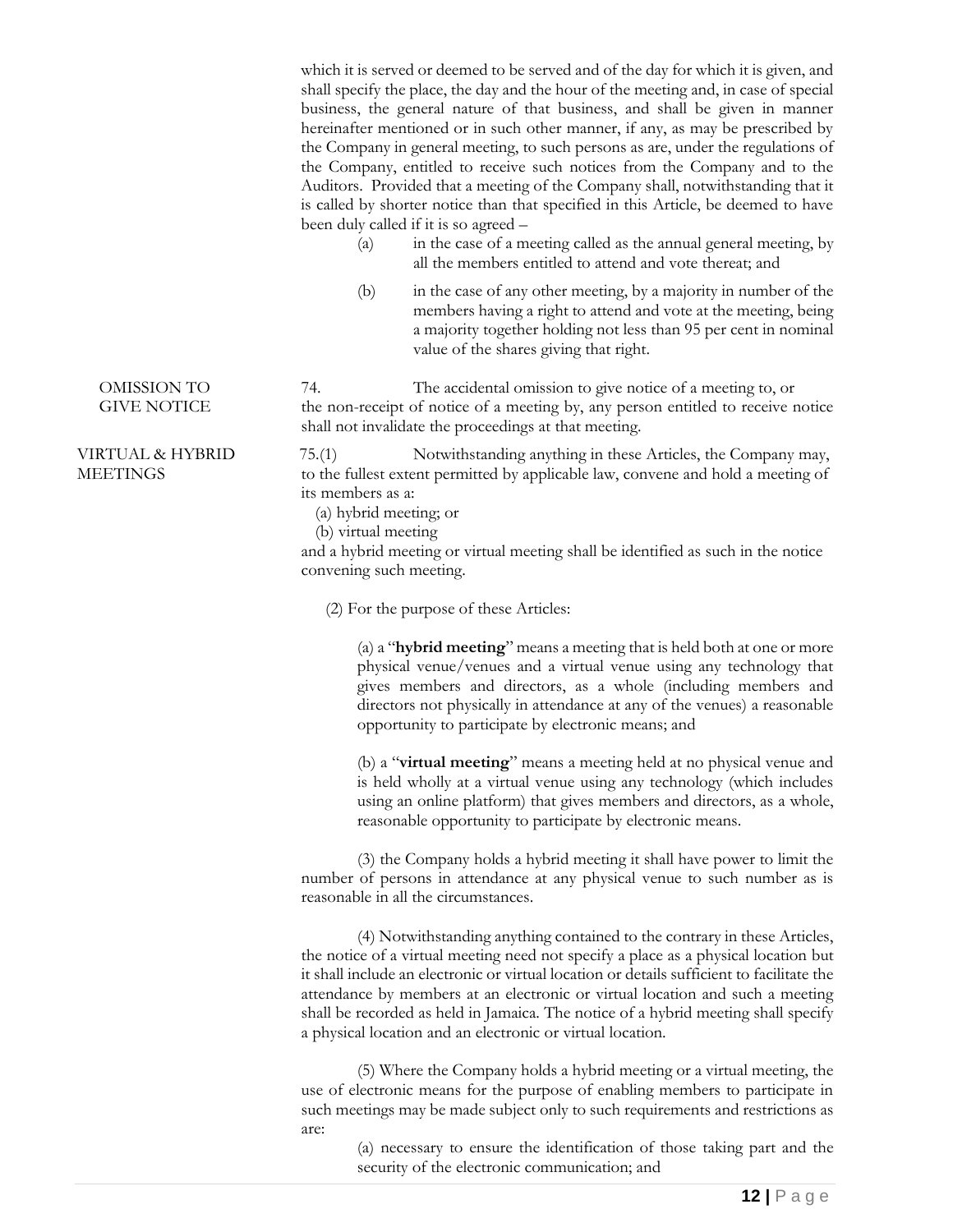which it is served or deemed to be served and of the day for which it is given, and shall specify the place, the day and the hour of the meeting and, in case of special business, the general nature of that business, and shall be given in manner hereinafter mentioned or in such other manner, if any, as may be prescribed by the Company in general meeting, to such persons as are, under the regulations of the Company, entitled to receive such notices from the Company and to the Auditors. Provided that a meeting of the Company shall, notwithstanding that it is called by shorter notice than that specified in this Article, be deemed to have been duly called if it is so agreed –

(a) in the case of a meeting called as the annual general meeting, by all the members entitled to attend and vote thereat; and

(b) in the case of any other meeting, by a majority in number of the members having a right to attend and vote at the meeting, being a majority together holding not less than 95 per cent in nominal value of the shares giving that right.

**OMISSION TO GIVE NOTICE**

74. The accidental omission to give notice of a meeting to, or the non-receipt of notice of a meeting by, any person entitled to receive notice shall not invalidate the proceedings at that meeting.

**VIRTUAL & HYBRID MEETINGS**

75.(1) Notwithstanding anything in these Articles, the Company may, to the fullest extent permitted by applicable law, convene and hold a meeting of its members as a:

(a) hybrid meeting; or
(b) virtual meeting

and a hybrid meeting or virtual meeting shall be identified as such in the notice convening such meeting.

(2) For the purpose of these Articles:

(a) a "**hybrid meeting**" means a meeting that is held both at one or more physical venue/venues and a virtual venue using any technology that gives members and directors, as a whole (including members and directors not physically in attendance at any of the venues) a reasonable opportunity to participate by electronic means; and

(b) a "**virtual meeting**" means a meeting held at no physical venue and is held wholly at a virtual venue using any technology (which includes using an online platform) that gives members and directors, as a whole, reasonable opportunity to participate by electronic means.

(3) the Company holds a hybrid meeting it shall have power to limit the number of persons in attendance at any physical venue to such number as is reasonable in all the circumstances.

(4) Notwithstanding anything contained to the contrary in these Articles, the notice of a virtual meeting need not specify a place as a physical location but it shall include an electronic or virtual location or details sufficient to facilitate the attendance by members at an electronic or virtual location and such a meeting shall be recorded as held in Jamaica. The notice of a hybrid meeting shall specify a physical location and an electronic or virtual location.

(5) Where the Company holds a hybrid meeting or a virtual meeting, the use of electronic means for the purpose of enabling members to participate in such meetings may be made subject only to such requirements and restrictions as are:

(a) necessary to ensure the identification of those taking part and the security of the electronic communication; and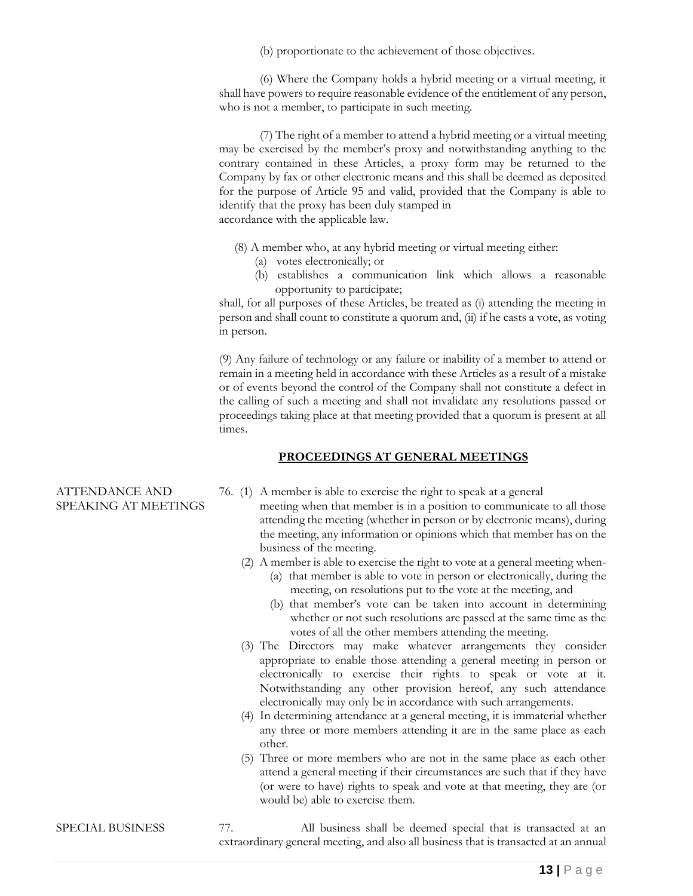(b) proportionate to the achievement of those objectives.

(6) Where the Company holds a hybrid meeting or a virtual meeting, it shall have powers to require reasonable evidence of the entitlement of any person, who is not a member, to participate in such meeting.

(7) The right of a member to attend a hybrid meeting or a virtual meeting may be exercised by the member's proxy and notwithstanding anything to the contrary contained in these Articles, a proxy form may be returned to the Company by fax or other electronic means and this shall be deemed as deposited for the purpose of Article 95 and valid, provided that the Company is able to identify that the proxy has been duly stamped in accordance with the applicable law.

(8) A member who, at any hybrid meeting or virtual meeting either:

(a) votes electronically; or
(b) establishes a communication link which allows a reasonable opportunity to participate;

shall, for all purposes of these Articles, be treated as (i) attending the meeting in person and shall count to constitute a quorum and, (ii) if he casts a vote, as voting in person.

(9) Any failure of technology or any failure or inability of a member to attend or remain in a meeting held in accordance with these Articles as a result of a mistake or of events beyond the control of the Company shall not constitute a defect in the calling of such a meeting and shall not invalidate any resolutions passed or proceedings taking place at that meeting provided that a quorum is present at all times.

## PROCEEDINGS AT GENERAL MEETINGS

ATTENDANCE AND SPEAKING AT MEETINGS

76. (1) A member is able to exercise the right to speak at a general meeting when that member is in a position to communicate to all those attending the meeting (whether in person or by electronic means), during the meeting, any information or opinions which that member has on the business of the meeting.

(2) A member is able to exercise the right to vote at a general meeting when-
   (a) that member is able to vote in person or electronically, during the meeting, on resolutions put to the vote at the meeting, and
   (b) that member's vote can be taken into account in determining whether or not such resolutions are passed at the same time as the votes of all the other members attending the meeting.

(3) The Directors may make whatever arrangements they consider appropriate to enable those attending a general meeting in person or electronically to exercise their rights to speak or vote at it. Notwithstanding any other provision hereof, any such attendance electronically may only be in accordance with such arrangements.

(4) In determining attendance at a general meeting, it is immaterial whether any three or more members attending it are in the same place as each other.

(5) Three or more members who are not in the same place as each other attend a general meeting if their circumstances are such that if they have (or were to have) rights to speak and vote at that meeting, they are (or would be) able to exercise them.

SPECIAL BUSINESS

77. All business shall be deemed special that is transacted at an extraordinary general meeting, and also all business that is transacted at an annual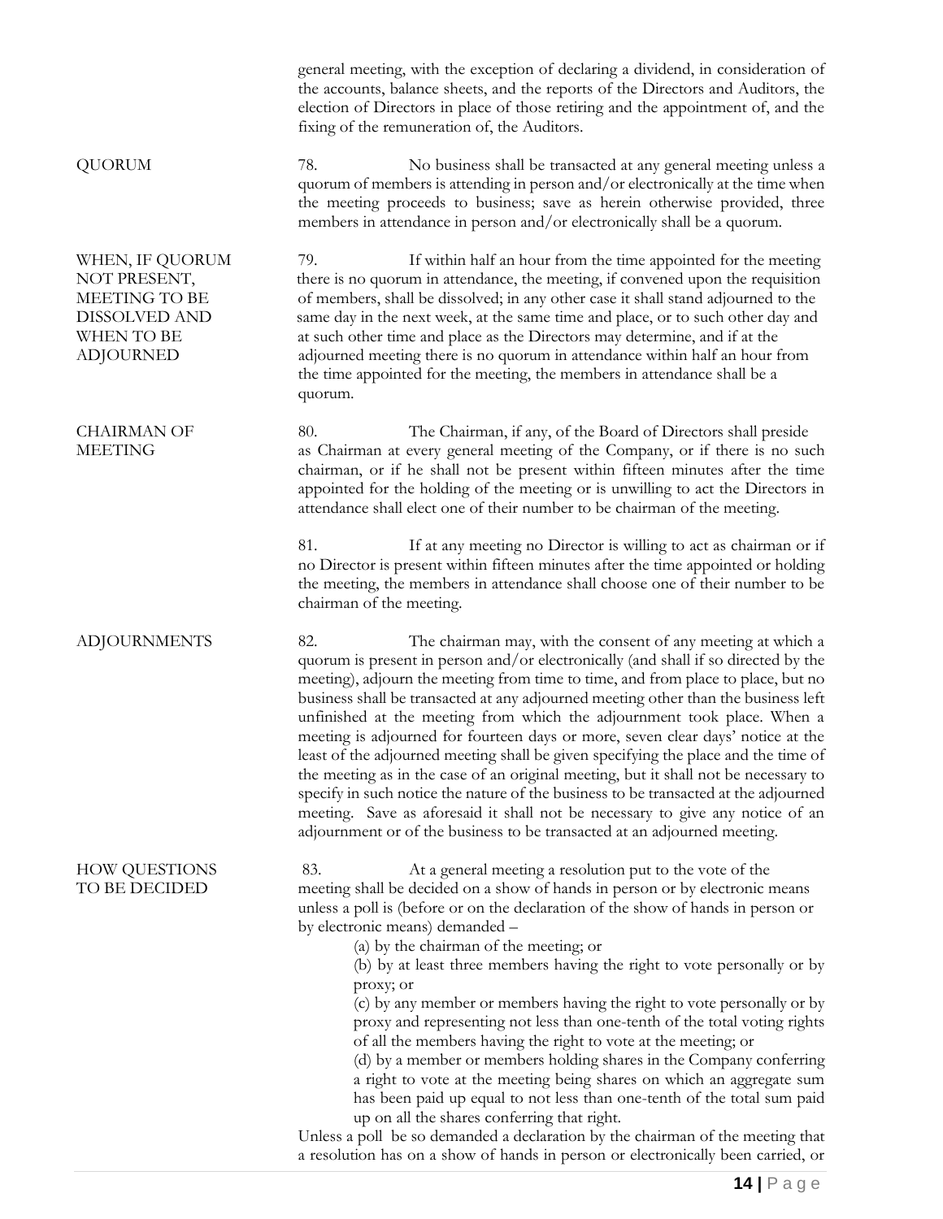general meeting, with the exception of declaring a dividend, in consideration of the accounts, balance sheets, and the reports of the Directors and Auditors, the election of Directors in place of those retiring and the appointment of, and the fixing of the remuneration of, the Auditors.

**QUORUM**

78. No business shall be transacted at any general meeting unless a quorum of members is attending in person and/or electronically at the time when the meeting proceeds to business; save as herein otherwise provided, three members in attendance in person and/or electronically shall be a quorum.

**WHEN, IF QUORUM NOT PRESENT, MEETING TO BE DISSOLVED AND WHEN TO BE ADJOURNED**

79. If within half an hour from the time appointed for the meeting there is no quorum in attendance, the meeting, if convened upon the requisition of members, shall be dissolved; in any other case it shall stand adjourned to the same day in the next week, at the same time and place, or to such other day and at such other time and place as the Directors may determine, and if at the adjourned meeting there is no quorum in attendance within half an hour from the time appointed for the meeting, the members in attendance shall be a quorum.

**CHAIRMAN OF MEETING**

80. The Chairman, if any, of the Board of Directors shall preside as Chairman at every general meeting of the Company, or if there is no such chairman, or if he shall not be present within fifteen minutes after the time appointed for the holding of the meeting or is unwilling to act the Directors in attendance shall elect one of their number to be chairman of the meeting.

81. If at any meeting no Director is willing to act as chairman or if no Director is present within fifteen minutes after the time appointed or holding the meeting, the members in attendance shall choose one of their number to be chairman of the meeting.

**ADJOURNMENTS**

82. The chairman may, with the consent of any meeting at which a quorum is present in person and/or electronically (and shall if so directed by the meeting), adjourn the meeting from time to time, and from place to place, but no business shall be transacted at any adjourned meeting other than the business left unfinished at the meeting from which the adjournment took place. When a meeting is adjourned for fourteen days or more, seven clear days' notice at the least of the adjourned meeting shall be given specifying the place and the time of the meeting as in the case of an original meeting, but it shall not be necessary to specify in such notice the nature of the business to be transacted at the adjourned meeting. Save as aforesaid it shall not be necessary to give any notice of an adjournment or of the business to be transacted at an adjourned meeting.

**HOW QUESTIONS TO BE DECIDED**

83. At a general meeting a resolution put to the vote of the meeting shall be decided on a show of hands in person or by electronic means unless a poll is (before or on the declaration of the show of hands in person or by electronic means) demanded –

(a) by the chairman of the meeting; or

(b) by at least three members having the right to vote personally or by proxy; or

(c) by any member or members having the right to vote personally or by proxy and representing not less than one-tenth of the total voting rights of all the members having the right to vote at the meeting; or

(d) by a member or members holding shares in the Company conferring a right to vote at the meeting being shares on which an aggregate sum has been paid up equal to not less than one-tenth of the total sum paid up on all the shares conferring that right.

Unless a poll be so demanded a declaration by the chairman of the meeting that a resolution has on a show of hands in person or electronically been carried, or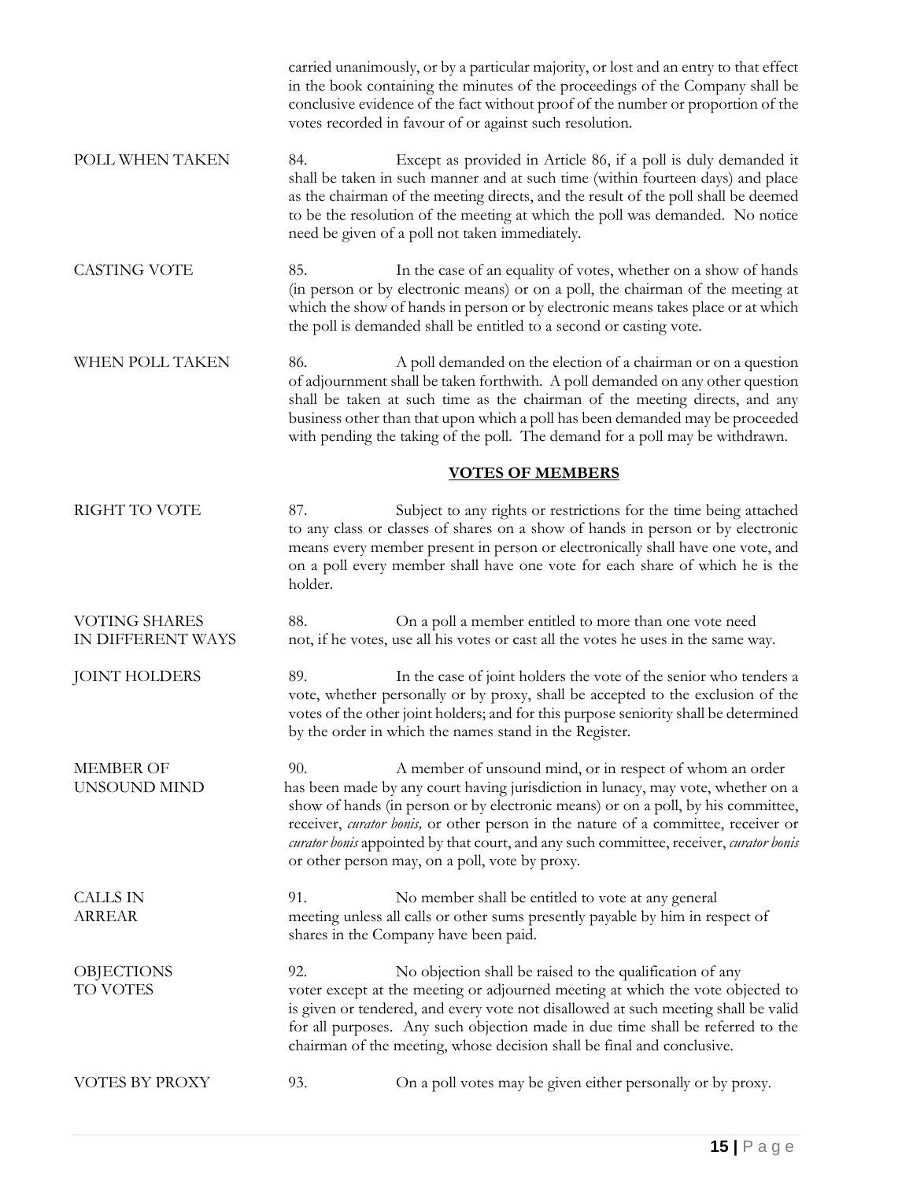carried unanimously, or by a particular majority, or lost and an entry to that effect in the book containing the minutes of the proceedings of the Company shall be conclusive evidence of the fact without proof of the number or proportion of the votes recorded in favour of or against such resolution.

POLL WHEN TAKEN

84. Except as provided in Article 86, if a poll is duly demanded it shall be taken in such manner and at such time (within fourteen days) and place as the chairman of the meeting directs, and the result of the poll shall be deemed to be the resolution of the meeting at which the poll was demanded. No notice need be given of a poll not taken immediately.

CASTING VOTE

85. In the case of an equality of votes, whether on a show of hands (in person or by electronic means) or on a poll, the chairman of the meeting at which the show of hands in person or by electronic means takes place or at which the poll is demanded shall be entitled to a second or casting vote.

WHEN POLL TAKEN

86. A poll demanded on the election of a chairman or on a question of adjournment shall be taken forthwith. A poll demanded on any other question shall be taken at such time as the chairman of the meeting directs, and any business other than that upon which a poll has been demanded may be proceeded with pending the taking of the poll. The demand for a poll may be withdrawn.

## VOTES OF MEMBERS

RIGHT TO VOTE

87. Subject to any rights or restrictions for the time being attached to any class or classes of shares on a show of hands in person or by electronic means every member present in person or electronically shall have one vote, and on a poll every member shall have one vote for each share of which he is the holder.

VOTING SHARES IN DIFFERENT WAYS

88. On a poll a member entitled to more than one vote need not, if he votes, use all his votes or cast all the votes he uses in the same way.

JOINT HOLDERS

89. In the case of joint holders the vote of the senior who tenders a vote, whether personally or by proxy, shall be accepted to the exclusion of the votes of the other joint holders; and for this purpose seniority shall be determined by the order in which the names stand in the Register.

MEMBER OF UNSOUND MIND

90. A member of unsound mind, or in respect of whom an order has been made by any court having jurisdiction in lunacy, may vote, whether on a show of hands (in person or by electronic means) or on a poll, by his committee, receiver, *curator bonis,* or other person in the nature of a committee, receiver or *curator bonis* appointed by that court, and any such committee, receiver, *curator bonis* or other person may, on a poll, vote by proxy.

CALLS IN ARREAR

91. No member shall be entitled to vote at any general meeting unless all calls or other sums presently payable by him in respect of shares in the Company have been paid.

OBJECTIONS TO VOTES

92. No objection shall be raised to the qualification of any voter except at the meeting or adjourned meeting at which the vote objected to is given or tendered, and every vote not disallowed at such meeting shall be valid for all purposes. Any such objection made in due time shall be referred to the chairman of the meeting, whose decision shall be final and conclusive.

VOTES BY PROXY

93. On a poll votes may be given either personally or by proxy.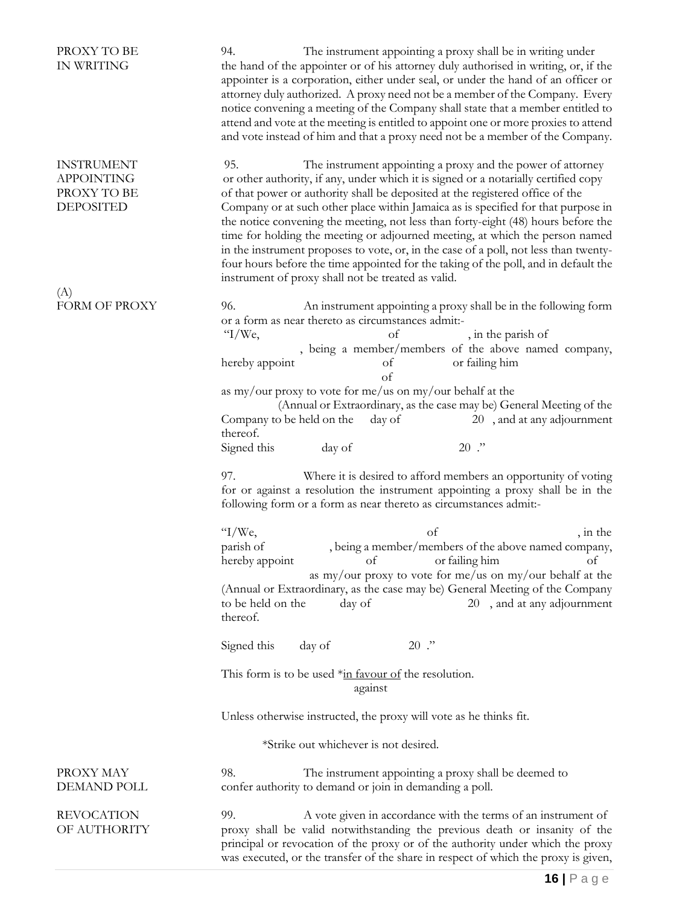**PROXY TO BE IN WRITING**

94. The instrument appointing a proxy shall be in writing under the hand of the appointer or of his attorney duly authorised in writing, or, if the appointer is a corporation, either under seal, or under the hand of an officer or attorney duly authorized. A proxy need not be a member of the Company. Every notice convening a meeting of the Company shall state that a member entitled to attend and vote at the meeting is entitled to appoint one or more proxies to attend and vote instead of him and that a proxy need not be a member of the Company.

**INSTRUMENT APPOINTING PROXY TO BE DEPOSITED**

95. The instrument appointing a proxy and the power of attorney or other authority, if any, under which it is signed or a notarially certified copy of that power or authority shall be deposited at the registered office of the Company or at such other place within Jamaica as is specified for that purpose in the notice convening the meeting, not less than forty-eight (48) hours before the time for holding the meeting or adjourned meeting, at which the person named in the instrument proposes to vote, or, in the case of a poll, not less than twenty-four hours before the time appointed for the taking of the poll, and in default the instrument of proxy shall not be treated as valid.

**(A) FORM OF PROXY**

96. An instrument appointing a proxy shall be in the following form or a form as near thereto as circumstances admit:-

"I/We, of , in the parish of , being a member/members of the above named company, hereby appoint of or failing him of as my/our proxy to vote for me/us on my/our behalf at the (Annual or Extraordinary, as the case may be) General Meeting of the Company to be held on the day of 20 , and at any adjournment thereof.

Signed this day of 20 ."

97. Where it is desired to afford members an opportunity of voting for or against a resolution the instrument appointing a proxy shall be in the following form or a form as near thereto as circumstances admit:-

"I/We, of , in the parish of , being a member/members of the above named company, hereby appoint of or failing him of as my/our proxy to vote for me/us on my/our behalf at the (Annual or Extraordinary, as the case may be) General Meeting of the Company to be held on the day of 20 , and at any adjournment thereof.

Signed this day of 20 ."

This form is to be used *in favour of / against the resolution.

Unless otherwise instructed, the proxy will vote as he thinks fit.

*Strike out whichever is not desired.

**PROXY MAY DEMAND POLL**

98. The instrument appointing a proxy shall be deemed to confer authority to demand or join in demanding a poll.

**REVOCATION OF AUTHORITY**

99. A vote given in accordance with the terms of an instrument of proxy shall be valid notwithstanding the previous death or insanity of the principal or revocation of the proxy or of the authority under which the proxy was executed, or the transfer of the share in respect of which the proxy is given,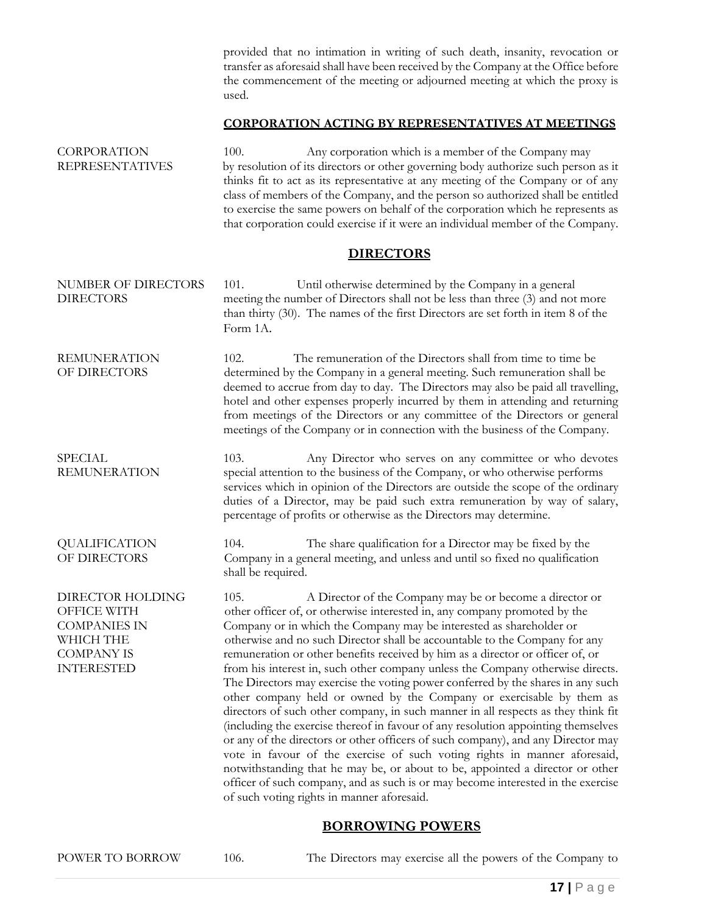provided that no intimation in writing of such death, insanity, revocation or transfer as aforesaid shall have been received by the Company at the Office before the commencement of the meeting or adjourned meeting at which the proxy is used.

## CORPORATION ACTING BY REPRESENTATIVES AT MEETINGS

CORPORATION REPRESENTATIVES

100. Any corporation which is a member of the Company may by resolution of its directors or other governing body authorize such person as it thinks fit to act as its representative at any meeting of the Company or of any class of members of the Company, and the person so authorized shall be entitled to exercise the same powers on behalf of the corporation which he represents as that corporation could exercise if it were an individual member of the Company.

## DIRECTORS

NUMBER OF DIRECTORS DIRECTORS

101. Until otherwise determined by the Company in a general meeting the number of Directors shall not be less than three (3) and not more than thirty (30). The names of the first Directors are set forth in item 8 of the Form 1A.

REMUNERATION OF DIRECTORS

102. The remuneration of the Directors shall from time to time be determined by the Company in a general meeting. Such remuneration shall be deemed to accrue from day to day. The Directors may also be paid all travelling, hotel and other expenses properly incurred by them in attending and returning from meetings of the Directors or any committee of the Directors or general meetings of the Company or in connection with the business of the Company.

SPECIAL REMUNERATION

103. Any Director who serves on any committee or who devotes special attention to the business of the Company, or who otherwise performs services which in opinion of the Directors are outside the scope of the ordinary duties of a Director, may be paid such extra remuneration by way of salary, percentage of profits or otherwise as the Directors may determine.

QUALIFICATION OF DIRECTORS

104. The share qualification for a Director may be fixed by the Company in a general meeting, and unless and until so fixed no qualification shall be required.

DIRECTOR HOLDING OFFICE WITH COMPANIES IN WHICH THE COMPANY IS INTERESTED

105. A Director of the Company may be or become a director or other officer of, or otherwise interested in, any company promoted by the Company or in which the Company may be interested as shareholder or otherwise and no such Director shall be accountable to the Company for any remuneration or other benefits received by him as a director or officer of, or from his interest in, such other company unless the Company otherwise directs. The Directors may exercise the voting power conferred by the shares in any such other company held or owned by the Company or exercisable by them as directors of such other company, in such manner in all respects as they think fit (including the exercise thereof in favour of any resolution appointing themselves or any of the directors or other officers of such company), and any Director may vote in favour of the exercise of such voting rights in manner aforesaid, notwithstanding that he may be, or about to be, appointed a director or other officer of such company, and as such is or may become interested in the exercise of such voting rights in manner aforesaid.

## BORROWING POWERS

POWER TO BORROW

106. The Directors may exercise all the powers of the Company to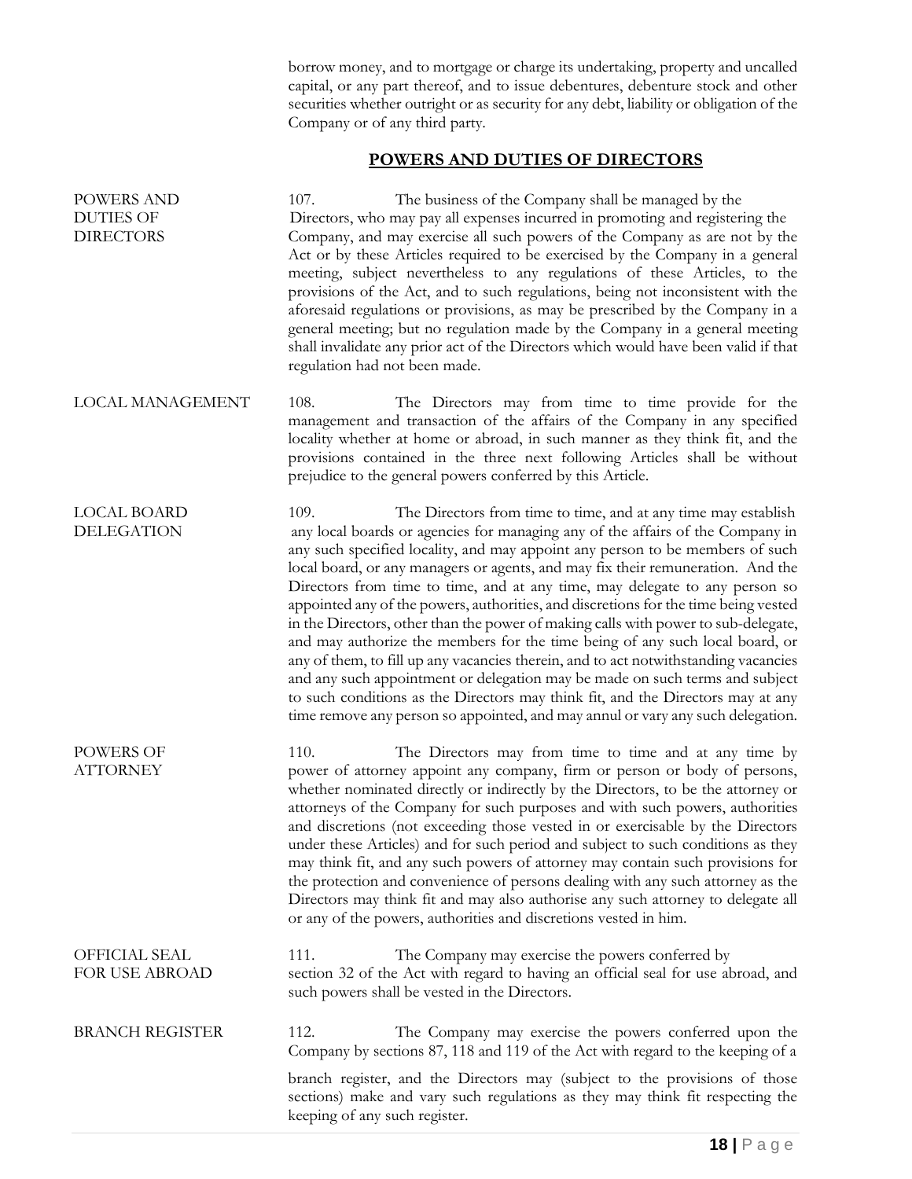borrow money, and to mortgage or charge its undertaking, property and uncalled capital, or any part thereof, and to issue debentures, debenture stock and other securities whether outright or as security for any debt, liability or obligation of the Company or of any third party.

## POWERS AND DUTIES OF DIRECTORS

POWERS AND DUTIES OF DIRECTORS

107. The business of the Company shall be managed by the Directors, who may pay all expenses incurred in promoting and registering the Company, and may exercise all such powers of the Company as are not by the Act or by these Articles required to be exercised by the Company in a general meeting, subject nevertheless to any regulations of these Articles, to the provisions of the Act, and to such regulations, being not inconsistent with the aforesaid regulations or provisions, as may be prescribed by the Company in a general meeting; but no regulation made by the Company in a general meeting shall invalidate any prior act of the Directors which would have been valid if that regulation had not been made.

LOCAL MANAGEMENT

108. The Directors may from time to time provide for the management and transaction of the affairs of the Company in any specified locality whether at home or abroad, in such manner as they think fit, and the provisions contained in the three next following Articles shall be without prejudice to the general powers conferred by this Article.

LOCAL BOARD DELEGATION

109. The Directors from time to time, and at any time may establish any local boards or agencies for managing any of the affairs of the Company in any such specified locality, and may appoint any person to be members of such local board, or any managers or agents, and may fix their remuneration. And the Directors from time to time, and at any time, may delegate to any person so appointed any of the powers, authorities, and discretions for the time being vested in the Directors, other than the power of making calls with power to sub-delegate, and may authorize the members for the time being of any such local board, or any of them, to fill up any vacancies therein, and to act notwithstanding vacancies and any such appointment or delegation may be made on such terms and subject to such conditions as the Directors may think fit, and the Directors may at any time remove any person so appointed, and may annul or vary any such delegation.

POWERS OF ATTORNEY

110. The Directors may from time to time and at any time by power of attorney appoint any company, firm or person or body of persons, whether nominated directly or indirectly by the Directors, to be the attorney or attorneys of the Company for such purposes and with such powers, authorities and discretions (not exceeding those vested in or exercisable by the Directors under these Articles) and for such period and subject to such conditions as they may think fit, and any such powers of attorney may contain such provisions for the protection and convenience of persons dealing with any such attorney as the Directors may think fit and may also authorise any such attorney to delegate all or any of the powers, authorities and discretions vested in him.

OFFICIAL SEAL FOR USE ABROAD

111. The Company may exercise the powers conferred by section 32 of the Act with regard to having an official seal for use abroad, and such powers shall be vested in the Directors.

BRANCH REGISTER

112. The Company may exercise the powers conferred upon the Company by sections 87, 118 and 119 of the Act with regard to the keeping of a branch register, and the Directors may (subject to the provisions of those sections) make and vary such regulations as they may think fit respecting the keeping of any such register.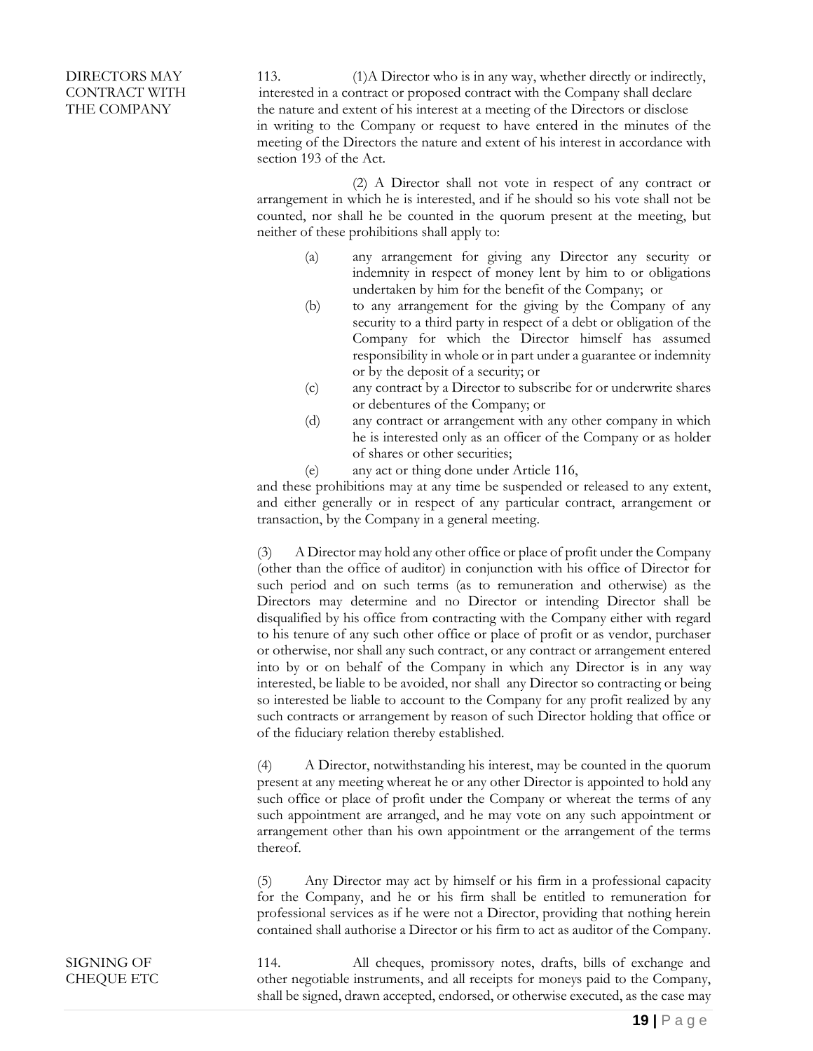**DIRECTORS MAY CONTRACT WITH THE COMPANY**

113. (1)A Director who is in any way, whether directly or indirectly, interested in a contract or proposed contract with the Company shall declare the nature and extent of his interest at a meeting of the Directors or disclose in writing to the Company or request to have entered in the minutes of the meeting of the Directors the nature and extent of his interest in accordance with section 193 of the Act.

(2) A Director shall not vote in respect of any contract or arrangement in which he is interested, and if he should so his vote shall not be counted, nor shall he be counted in the quorum present at the meeting, but neither of these prohibitions shall apply to:

(a) any arrangement for giving any Director any security or indemnity in respect of money lent by him to or obligations undertaken by him for the benefit of the Company; or

(b) to any arrangement for the giving by the Company of any security to a third party in respect of a debt or obligation of the Company for which the Director himself has assumed responsibility in whole or in part under a guarantee or indemnity or by the deposit of a security; or

(c) any contract by a Director to subscribe for or underwrite shares or debentures of the Company; or

(d) any contract or arrangement with any other company in which he is interested only as an officer of the Company or as holder of shares or other securities;

(e) any act or thing done under Article 116,

and these prohibitions may at any time be suspended or released to any extent, and either generally or in respect of any particular contract, arrangement or transaction, by the Company in a general meeting.

(3) A Director may hold any other office or place of profit under the Company (other than the office of auditor) in conjunction with his office of Director for such period and on such terms (as to remuneration and otherwise) as the Directors may determine and no Director or intending Director shall be disqualified by his office from contracting with the Company either with regard to his tenure of any such other office or place of profit or as vendor, purchaser or otherwise, nor shall any such contract, or any contract or arrangement entered into by or on behalf of the Company in which any Director is in any way interested, be liable to be avoided, nor shall any Director so contracting or being so interested be liable to account to the Company for any profit realized by any such contracts or arrangement by reason of such Director holding that office or of the fiduciary relation thereby established.

(4) A Director, notwithstanding his interest, may be counted in the quorum present at any meeting whereat he or any other Director is appointed to hold any such office or place of profit under the Company or whereat the terms of any such appointment are arranged, and he may vote on any such appointment or arrangement other than his own appointment or the arrangement of the terms thereof.

(5) Any Director may act by himself or his firm in a professional capacity for the Company, and he or his firm shall be entitled to remuneration for professional services as if he were not a Director, providing that nothing herein contained shall authorise a Director or his firm to act as auditor of the Company.

**SIGNING OF CHEQUE ETC**

114. All cheques, promissory notes, drafts, bills of exchange and other negotiable instruments, and all receipts for moneys paid to the Company, shall be signed, drawn accepted, endorsed, or otherwise executed, as the case may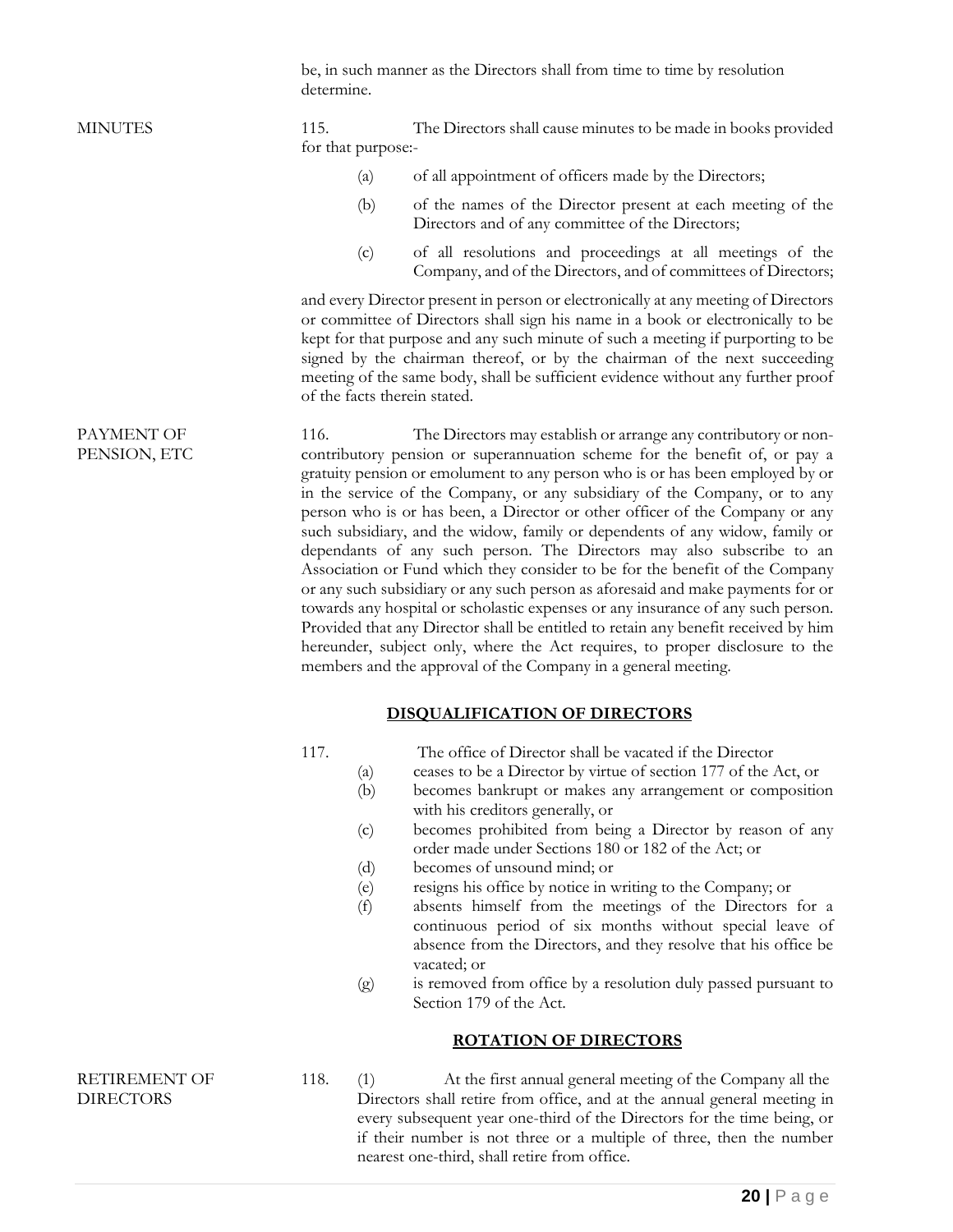be, in such manner as the Directors shall from time to time by resolution determine.

MINUTES

115. The Directors shall cause minutes to be made in books provided for that purpose:-

(a) of all appointment of officers made by the Directors;

(b) of the names of the Director present at each meeting of the Directors and of any committee of the Directors;

(c) of all resolutions and proceedings at all meetings of the Company, and of the Directors, and of committees of Directors;

and every Director present in person or electronically at any meeting of Directors or committee of Directors shall sign his name in a book or electronically to be kept for that purpose and any such minute of such a meeting if purporting to be signed by the chairman thereof, or by the chairman of the next succeeding meeting of the same body, shall be sufficient evidence without any further proof of the facts therein stated.

PAYMENT OF PENSION, ETC

116. The Directors may establish or arrange any contributory or non-contributory pension or superannuation scheme for the benefit of, or pay a gratuity pension or emolument to any person who is or has been employed by or in the service of the Company, or any subsidiary of the Company, or to any person who is or has been, a Director or other officer of the Company or any such subsidiary, and the widow, family or dependents of any widow, family or dependants of any such person. The Directors may also subscribe to an Association or Fund which they consider to be for the benefit of the Company or any such subsidiary or any such person as aforesaid and make payments for or towards any hospital or scholastic expenses or any insurance of any such person. Provided that any Director shall be entitled to retain any benefit received by him hereunder, subject only, where the Act requires, to proper disclosure to the members and the approval of the Company in a general meeting.

## DISQUALIFICATION OF DIRECTORS

117. The office of Director shall be vacated if the Director

(a) ceases to be a Director by virtue of section 177 of the Act, or

(b) becomes bankrupt or makes any arrangement or composition with his creditors generally, or

(c) becomes prohibited from being a Director by reason of any order made under Sections 180 or 182 of the Act; or

(d) becomes of unsound mind; or

(e) resigns his office by notice in writing to the Company; or

(f) absents himself from the meetings of the Directors for a continuous period of six months without special leave of absence from the Directors, and they resolve that his office be vacated; or

(g) is removed from office by a resolution duly passed pursuant to Section 179 of the Act.

## ROTATION OF DIRECTORS

RETIREMENT OF DIRECTORS

118. (1) At the first annual general meeting of the Company all the Directors shall retire from office, and at the annual general meeting in every subsequent year one-third of the Directors for the time being, or if their number is not three or a multiple of three, then the number nearest one-third, shall retire from office.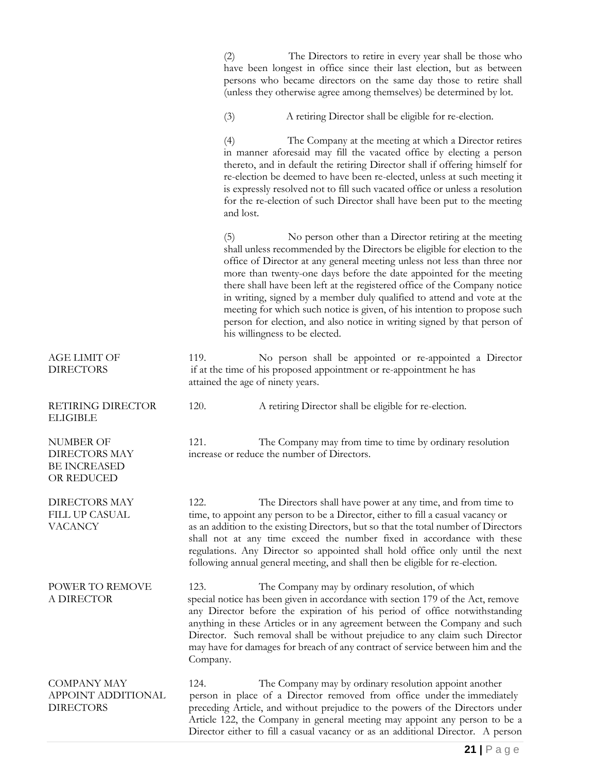(2) The Directors to retire in every year shall be those who have been longest in office since their last election, but as between persons who became directors on the same day those to retire shall (unless they otherwise agree among themselves) be determined by lot.

(3) A retiring Director shall be eligible for re-election.

(4) The Company at the meeting at which a Director retires in manner aforesaid may fill the vacated office by electing a person thereto, and in default the retiring Director shall if offering himself for re-election be deemed to have been re-elected, unless at such meeting it is expressly resolved not to fill such vacated office or unless a resolution for the re-election of such Director shall have been put to the meeting and lost.

(5) No person other than a Director retiring at the meeting shall unless recommended by the Directors be eligible for election to the office of Director at any general meeting unless not less than three nor more than twenty-one days before the date appointed for the meeting there shall have been left at the registered office of the Company notice in writing, signed by a member duly qualified to attend and vote at the meeting for which such notice is given, of his intention to propose such person for election, and also notice in writing signed by that person of his willingness to be elected.

**AGE LIMIT OF DIRECTORS**

119. No person shall be appointed or re-appointed a Director if at the time of his proposed appointment or re-appointment he has attained the age of ninety years.

**RETIRING DIRECTOR ELIGIBLE**

120. A retiring Director shall be eligible for re-election.

**NUMBER OF DIRECTORS MAY BE INCREASED OR REDUCED**

121. The Company may from time to time by ordinary resolution increase or reduce the number of Directors.

**DIRECTORS MAY FILL UP CASUAL VACANCY**

122. The Directors shall have power at any time, and from time to time, to appoint any person to be a Director, either to fill a casual vacancy or as an addition to the existing Directors, but so that the total number of Directors shall not at any time exceed the number fixed in accordance with these regulations. Any Director so appointed shall hold office only until the next following annual general meeting, and shall then be eligible for re-election.

**POWER TO REMOVE A DIRECTOR**

123. The Company may by ordinary resolution, of which special notice has been given in accordance with section 179 of the Act, remove any Director before the expiration of his period of office notwithstanding anything in these Articles or in any agreement between the Company and such Director. Such removal shall be without prejudice to any claim such Director may have for damages for breach of any contract of service between him and the Company.

**COMPANY MAY APPOINT ADDITIONAL DIRECTORS**

124. The Company may by ordinary resolution appoint another person in place of a Director removed from office under the immediately preceding Article, and without prejudice to the powers of the Directors under Article 122, the Company in general meeting may appoint any person to be a Director either to fill a casual vacancy or as an additional Director. A person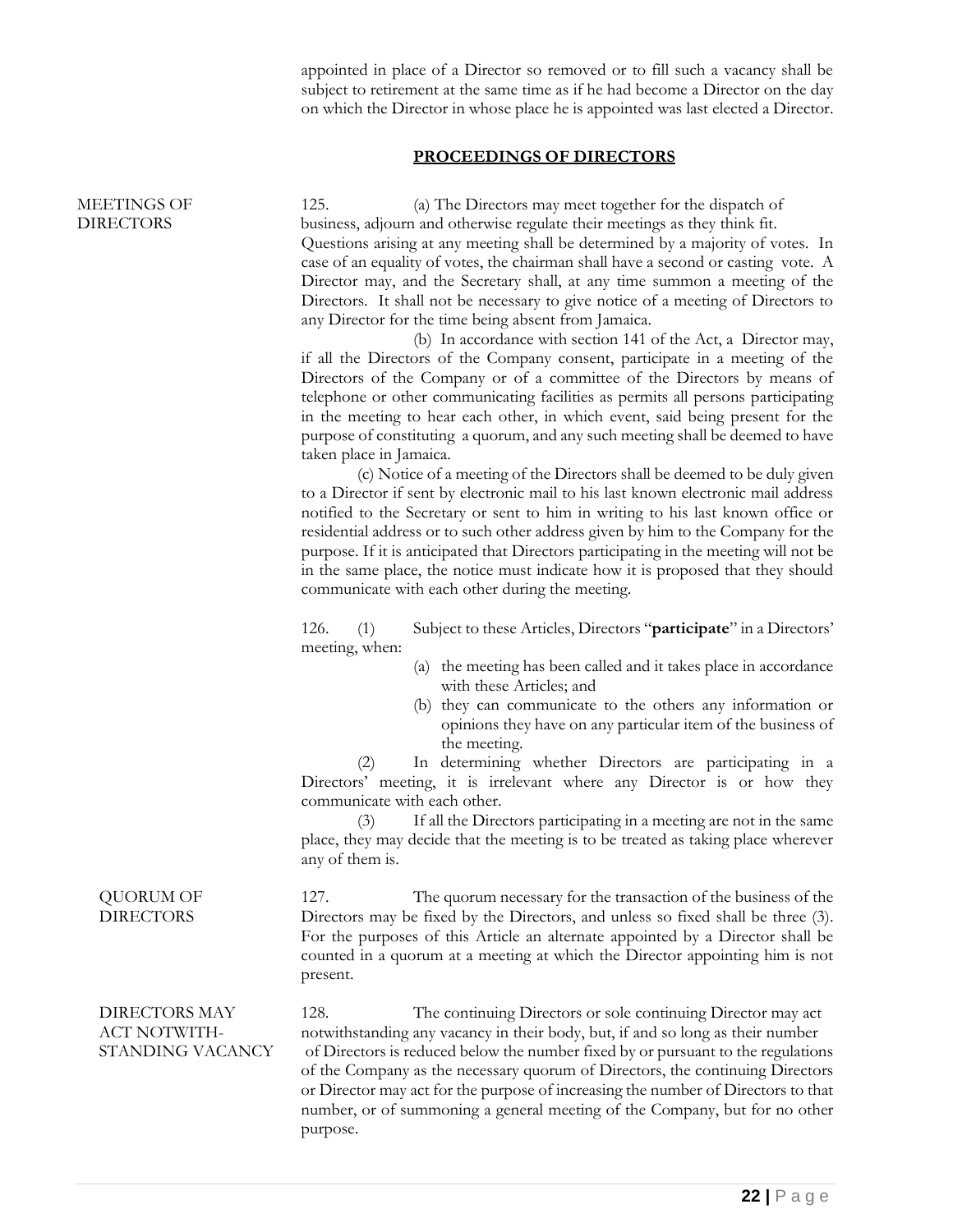appointed in place of a Director so removed or to fill such a vacancy shall be subject to retirement at the same time as if he had become a Director on the day on which the Director in whose place he is appointed was last elected a Director.

## PROCEEDINGS OF DIRECTORS

MEETINGS OF DIRECTORS

125. (a) The Directors may meet together for the dispatch of business, adjourn and otherwise regulate their meetings as they think fit. Questions arising at any meeting shall be determined by a majority of votes. In case of an equality of votes, the chairman shall have a second or casting vote. A Director may, and the Secretary shall, at any time summon a meeting of the Directors. It shall not be necessary to give notice of a meeting of Directors to any Director for the time being absent from Jamaica.

(b) In accordance with section 141 of the Act, a Director may, if all the Directors of the Company consent, participate in a meeting of the Directors of the Company or of a committee of the Directors by means of telephone or other communicating facilities as permits all persons participating in the meeting to hear each other, in which event, said being present for the purpose of constituting a quorum, and any such meeting shall be deemed to have taken place in Jamaica.

(c) Notice of a meeting of the Directors shall be deemed to be duly given to a Director if sent by electronic mail to his last known electronic mail address notified to the Secretary or sent to him in writing to his last known office or residential address or to such other address given by him to the Company for the purpose. If it is anticipated that Directors participating in the meeting will not be in the same place, the notice must indicate how it is proposed that they should communicate with each other during the meeting.

126. (1) Subject to these Articles, Directors "**participate**" in a Directors' meeting, when:

(a) the meeting has been called and it takes place in accordance with these Articles; and
(b) they can communicate to the others any information or opinions they have on any particular item of the business of the meeting.

(2) In determining whether Directors are participating in a Directors' meeting, it is irrelevant where any Director is or how they communicate with each other.

(3) If all the Directors participating in a meeting are not in the same place, they may decide that the meeting is to be treated as taking place wherever any of them is.

QUORUM OF DIRECTORS

127. The quorum necessary for the transaction of the business of the Directors may be fixed by the Directors, and unless so fixed shall be three (3). For the purposes of this Article an alternate appointed by a Director shall be counted in a quorum at a meeting at which the Director appointing him is not present.

DIRECTORS MAY ACT NOTWITH-STANDING VACANCY

128. The continuing Directors or sole continuing Director may act notwithstanding any vacancy in their body, but, if and so long as their number of Directors is reduced below the number fixed by or pursuant to the regulations of the Company as the necessary quorum of Directors, the continuing Directors or Director may act for the purpose of increasing the number of Directors to that number, or of summoning a general meeting of the Company, but for no other purpose.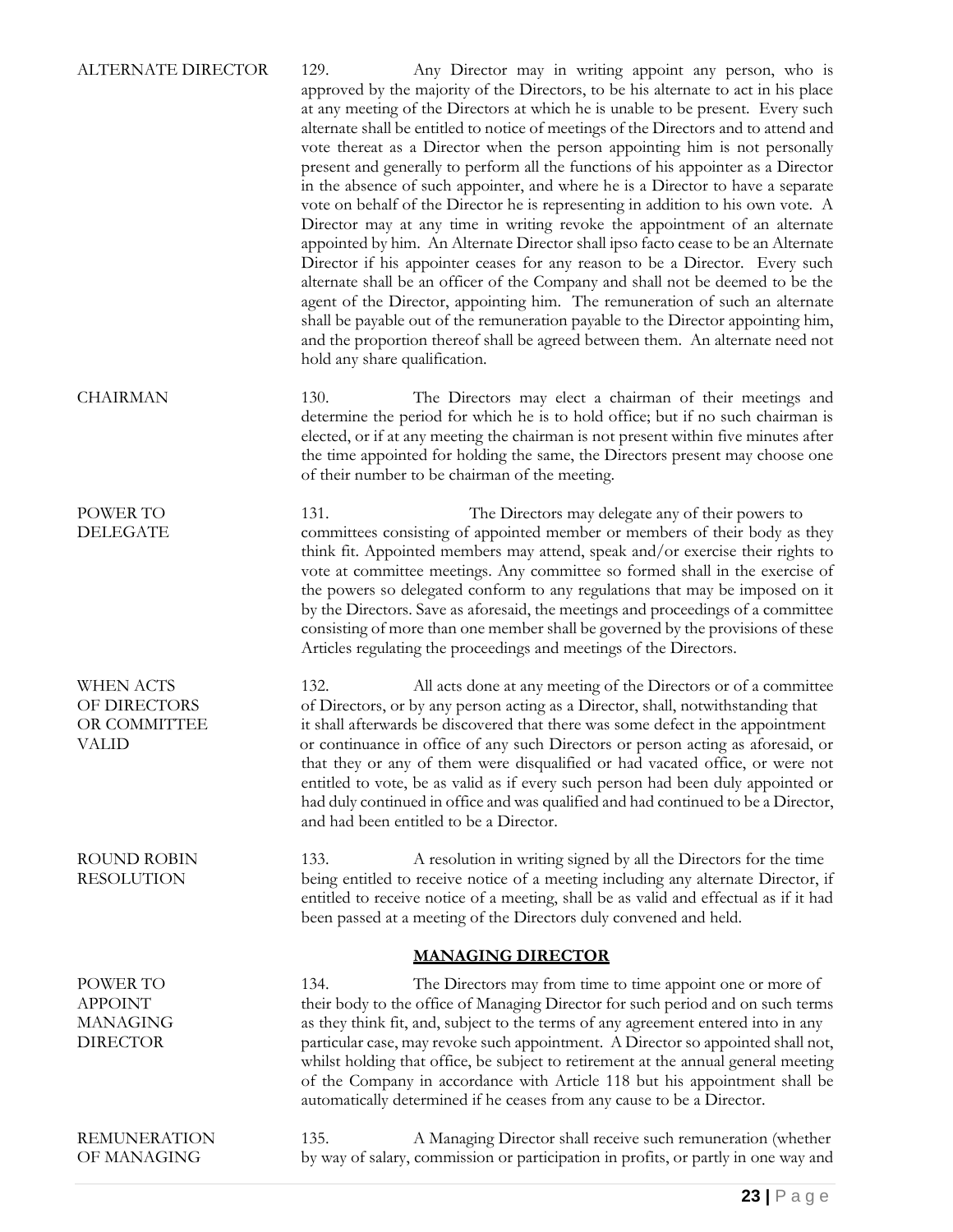**ALTERNATE DIRECTOR**

129. Any Director may in writing appoint any person, who is approved by the majority of the Directors, to be his alternate to act in his place at any meeting of the Directors at which he is unable to be present. Every such alternate shall be entitled to notice of meetings of the Directors and to attend and vote thereat as a Director when the person appointing him is not personally present and generally to perform all the functions of his appointer as a Director in the absence of such appointer, and where he is a Director to have a separate vote on behalf of the Director he is representing in addition to his own vote. A Director may at any time in writing revoke the appointment of an alternate appointed by him. An Alternate Director shall ipso facto cease to be an Alternate Director if his appointer ceases for any reason to be a Director. Every such alternate shall be an officer of the Company and shall not be deemed to be the agent of the Director, appointing him. The remuneration of such an alternate shall be payable out of the remuneration payable to the Director appointing him, and the proportion thereof shall be agreed between them. An alternate need not hold any share qualification.

**CHAIRMAN**

130. The Directors may elect a chairman of their meetings and determine the period for which he is to hold office; but if no such chairman is elected, or if at any meeting the chairman is not present within five minutes after the time appointed for holding the same, the Directors present may choose one of their number to be chairman of the meeting.

**POWER TO DELEGATE**

131. The Directors may delegate any of their powers to committees consisting of appointed member or members of their body as they think fit. Appointed members may attend, speak and/or exercise their rights to vote at committee meetings. Any committee so formed shall in the exercise of the powers so delegated conform to any regulations that may be imposed on it by the Directors. Save as aforesaid, the meetings and proceedings of a committee consisting of more than one member shall be governed by the provisions of these Articles regulating the proceedings and meetings of the Directors.

**WHEN ACTS OF DIRECTORS OR COMMITTEE VALID**

132. All acts done at any meeting of the Directors or of a committee of Directors, or by any person acting as a Director, shall, notwithstanding that it shall afterwards be discovered that there was some defect in the appointment or continuance in office of any such Directors or person acting as aforesaid, or that they or any of them were disqualified or had vacated office, or were not entitled to vote, be as valid as if every such person had been duly appointed or had duly continued in office and was qualified and had continued to be a Director, and had been entitled to be a Director.

**ROUND ROBIN RESOLUTION**

133. A resolution in writing signed by all the Directors for the time being entitled to receive notice of a meeting including any alternate Director, if entitled to receive notice of a meeting, shall be as valid and effectual as if it had been passed at a meeting of the Directors duly convened and held.

## MANAGING DIRECTOR

**POWER TO APPOINT MANAGING DIRECTOR**

134. The Directors may from time to time appoint one or more of their body to the office of Managing Director for such period and on such terms as they think fit, and, subject to the terms of any agreement entered into in any particular case, may revoke such appointment. A Director so appointed shall not, whilst holding that office, be subject to retirement at the annual general meeting of the Company in accordance with Article 118 but his appointment shall be automatically determined if he ceases from any cause to be a Director.

**REMUNERATION OF MANAGING**

135. A Managing Director shall receive such remuneration (whether by way of salary, commission or participation in profits, or partly in one way and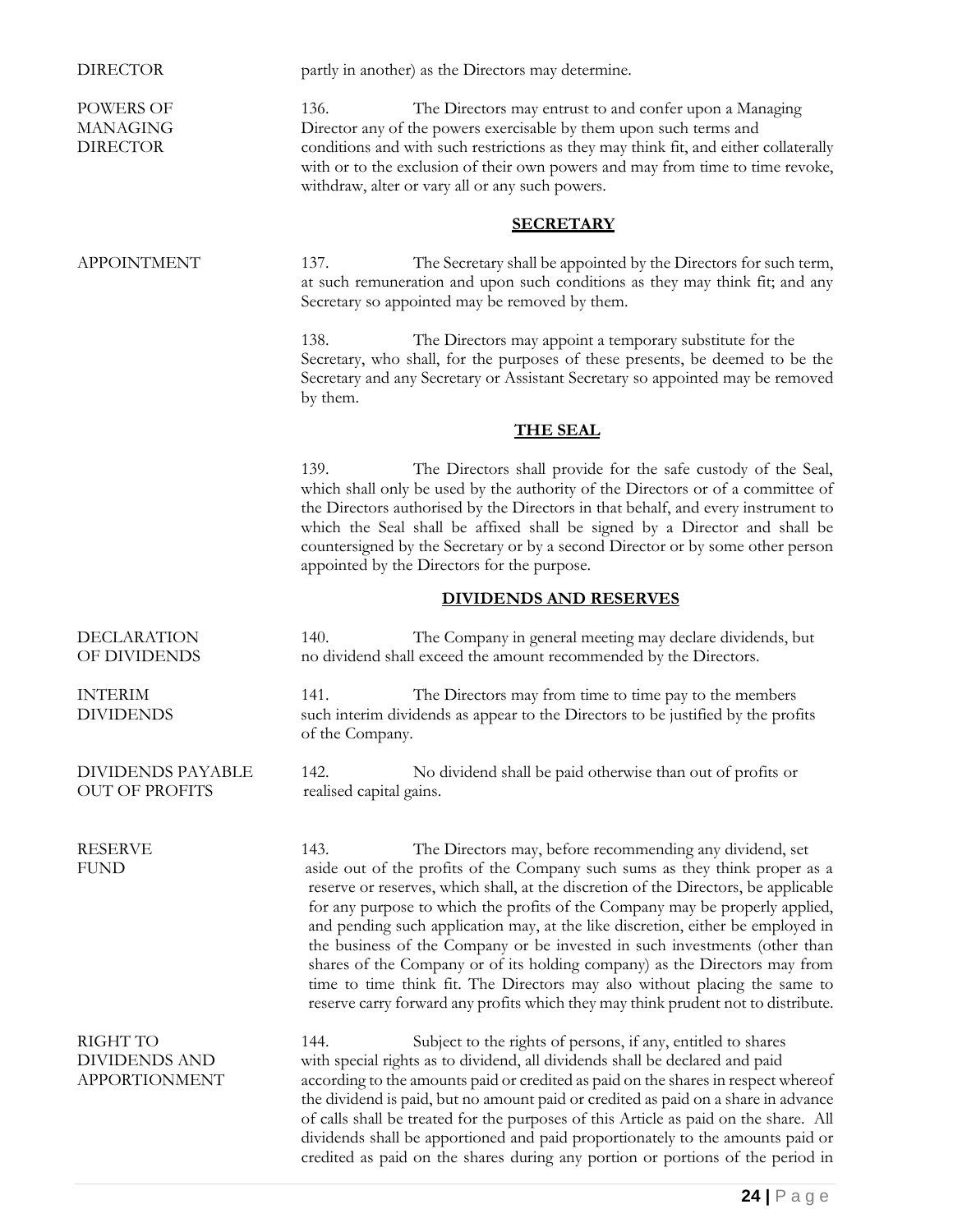DIRECTOR — partly in another) as the Directors may determine.

**POWERS OF MANAGING DIRECTOR**

136. The Directors may entrust to and confer upon a Managing Director any of the powers exercisable by them upon such terms and conditions and with such restrictions as they may think fit, and either collaterally with or to the exclusion of their own powers and may from time to time revoke, withdraw, alter or vary all or any such powers.

## SECRETARY

**APPOINTMENT**

137. The Secretary shall be appointed by the Directors for such term, at such remuneration and upon such conditions as they may think fit; and any Secretary so appointed may be removed by them.

138. The Directors may appoint a temporary substitute for the Secretary, who shall, for the purposes of these presents, be deemed to be the Secretary and any Secretary or Assistant Secretary so appointed may be removed by them.

## THE SEAL

139. The Directors shall provide for the safe custody of the Seal, which shall only be used by the authority of the Directors or of a committee of the Directors authorised by the Directors in that behalf, and every instrument to which the Seal shall be affixed shall be signed by a Director and shall be countersigned by the Secretary or by a second Director or by some other person appointed by the Directors for the purpose.

## DIVIDENDS AND RESERVES

**DECLARATION OF DIVIDENDS**

140. The Company in general meeting may declare dividends, but no dividend shall exceed the amount recommended by the Directors.

**INTERIM DIVIDENDS**

141. The Directors may from time to time pay to the members such interim dividends as appear to the Directors to be justified by the profits of the Company.

**DIVIDENDS PAYABLE OUT OF PROFITS**

142. No dividend shall be paid otherwise than out of profits or realised capital gains.

**RESERVE FUND**

143. The Directors may, before recommending any dividend, set aside out of the profits of the Company such sums as they think proper as a reserve or reserves, which shall, at the discretion of the Directors, be applicable for any purpose to which the profits of the Company may be properly applied, and pending such application may, at the like discretion, either be employed in the business of the Company or be invested in such investments (other than shares of the Company or of its holding company) as the Directors may from time to time think fit. The Directors may also without placing the same to reserve carry forward any profits which they may think prudent not to distribute.

**RIGHT TO DIVIDENDS AND APPORTIONMENT**

144. Subject to the rights of persons, if any, entitled to shares with special rights as to dividend, all dividends shall be declared and paid according to the amounts paid or credited as paid on the shares in respect whereof the dividend is paid, but no amount paid or credited as paid on a share in advance of calls shall be treated for the purposes of this Article as paid on the share. All dividends shall be apportioned and paid proportionately to the amounts paid or credited as paid on the shares during any portion or portions of the period in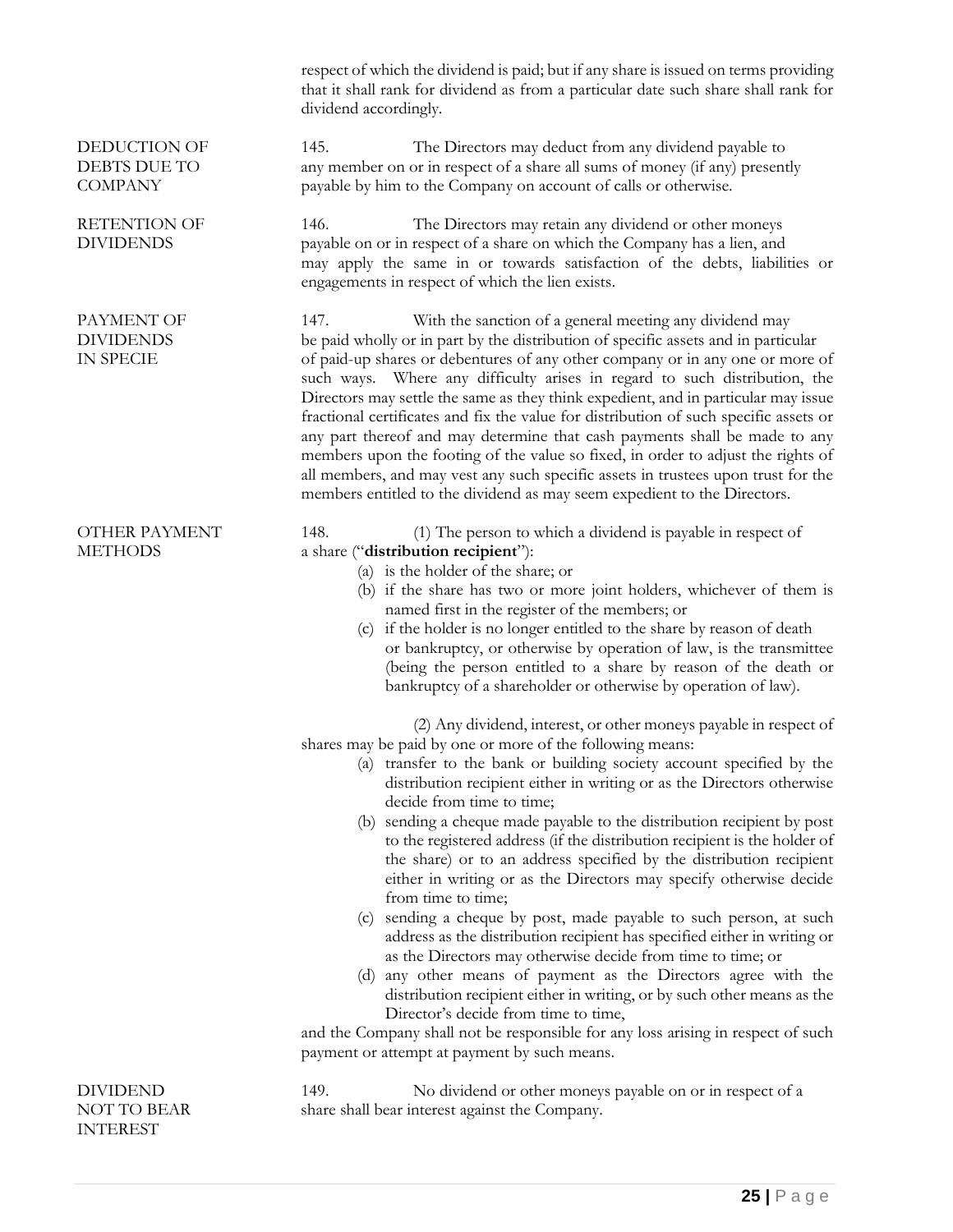respect of which the dividend is paid; but if any share is issued on terms providing that it shall rank for dividend as from a particular date such share shall rank for dividend accordingly.

**DEDUCTION OF DEBTS DUE TO COMPANY**

145. The Directors may deduct from any dividend payable to any member on or in respect of a share all sums of money (if any) presently payable by him to the Company on account of calls or otherwise.

**RETENTION OF DIVIDENDS**

146. The Directors may retain any dividend or other moneys payable on or in respect of a share on which the Company has a lien, and may apply the same in or towards satisfaction of the debts, liabilities or engagements in respect of which the lien exists.

**PAYMENT OF DIVIDENDS IN SPECIE**

147. With the sanction of a general meeting any dividend may be paid wholly or in part by the distribution of specific assets and in particular of paid-up shares or debentures of any other company or in any one or more of such ways. Where any difficulty arises in regard to such distribution, the Directors may settle the same as they think expedient, and in particular may issue fractional certificates and fix the value for distribution of such specific assets or any part thereof and may determine that cash payments shall be made to any members upon the footing of the value so fixed, in order to adjust the rights of all members, and may vest any such specific assets in trustees upon trust for the members entitled to the dividend as may seem expedient to the Directors.

**OTHER PAYMENT METHODS**

148. (1) The person to which a dividend is payable in respect of a share ("**distribution recipient**"):

(a) is the holder of the share; or
(b) if the share has two or more joint holders, whichever of them is named first in the register of the members; or
(c) if the holder is no longer entitled to the share by reason of death or bankruptcy, or otherwise by operation of law, is the transmittee (being the person entitled to a share by reason of the death or bankruptcy of a shareholder or otherwise by operation of law).

(2) Any dividend, interest, or other moneys payable in respect of shares may be paid by one or more of the following means:

(a) transfer to the bank or building society account specified by the distribution recipient either in writing or as the Directors otherwise decide from time to time;
(b) sending a cheque made payable to the distribution recipient by post to the registered address (if the distribution recipient is the holder of the share) or to an address specified by the distribution recipient either in writing or as the Directors may specify otherwise decide from time to time;
(c) sending a cheque by post, made payable to such person, at such address as the distribution recipient has specified either in writing or as the Directors may otherwise decide from time to time; or
(d) any other means of payment as the Directors agree with the distribution recipient either in writing, or by such other means as the Director's decide from time to time,

and the Company shall not be responsible for any loss arising in respect of such payment or attempt at payment by such means.

**DIVIDEND NOT TO BEAR INTEREST**

149. No dividend or other moneys payable on or in respect of a share shall bear interest against the Company.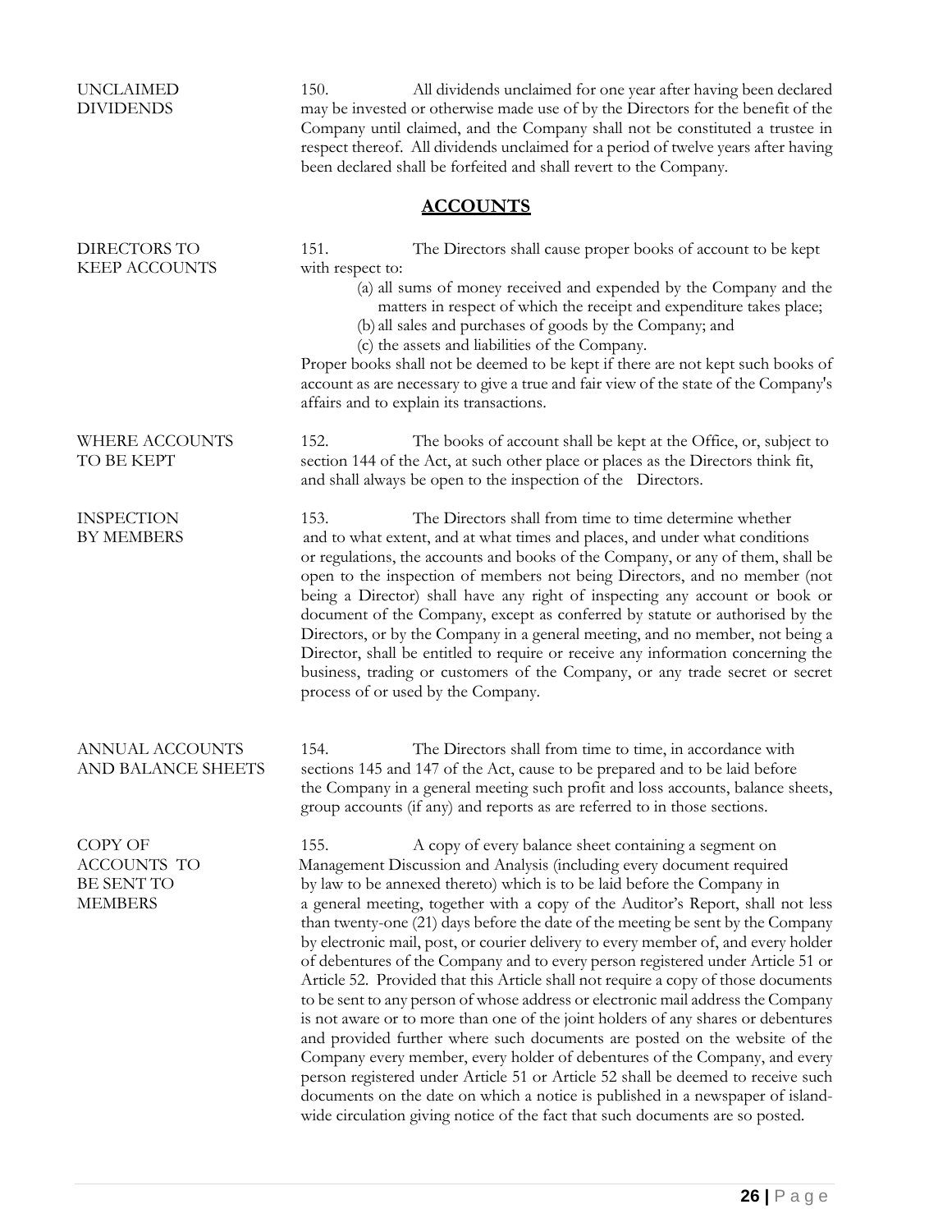**UNCLAIMED DIVIDENDS**

150. All dividends unclaimed for one year after having been declared may be invested or otherwise made use of by the Directors for the benefit of the Company until claimed, and the Company shall not be constituted a trustee in respect thereof. All dividends unclaimed for a period of twelve years after having been declared shall be forfeited and shall revert to the Company.

## ACCOUNTS

**DIRECTORS TO KEEP ACCOUNTS**

151. The Directors shall cause proper books of account to be kept with respect to:

(a) all sums of money received and expended by the Company and the matters in respect of which the receipt and expenditure takes place;
(b) all sales and purchases of goods by the Company; and
(c) the assets and liabilities of the Company.

Proper books shall not be deemed to be kept if there are not kept such books of account as are necessary to give a true and fair view of the state of the Company's affairs and to explain its transactions.

**WHERE ACCOUNTS TO BE KEPT**

152. The books of account shall be kept at the Office, or, subject to section 144 of the Act, at such other place or places as the Directors think fit, and shall always be open to the inspection of the Directors.

**INSPECTION BY MEMBERS**

153. The Directors shall from time to time determine whether and to what extent, and at what times and places, and under what conditions or regulations, the accounts and books of the Company, or any of them, shall be open to the inspection of members not being Directors, and no member (not being a Director) shall have any right of inspecting any account or book or document of the Company, except as conferred by statute or authorised by the Directors, or by the Company in a general meeting, and no member, not being a Director, shall be entitled to require or receive any information concerning the business, trading or customers of the Company, or any trade secret or secret process of or used by the Company.

**ANNUAL ACCOUNTS AND BALANCE SHEETS**

154. The Directors shall from time to time, in accordance with sections 145 and 147 of the Act, cause to be prepared and to be laid before the Company in a general meeting such profit and loss accounts, balance sheets, group accounts (if any) and reports as are referred to in those sections.

**COPY OF ACCOUNTS TO BE SENT TO MEMBERS**

155. A copy of every balance sheet containing a segment on Management Discussion and Analysis (including every document required by law to be annexed thereto) which is to be laid before the Company in a general meeting, together with a copy of the Auditor's Report, shall not less than twenty-one (21) days before the date of the meeting be sent by the Company by electronic mail, post, or courier delivery to every member of, and every holder of debentures of the Company and to every person registered under Article 51 or Article 52. Provided that this Article shall not require a copy of those documents to be sent to any person of whose address or electronic mail address the Company is not aware or to more than one of the joint holders of any shares or debentures and provided further where such documents are posted on the website of the Company every member, every holder of debentures of the Company, and every person registered under Article 51 or Article 52 shall be deemed to receive such documents on the date on which a notice is published in a newspaper of island-wide circulation giving notice of the fact that such documents are so posted.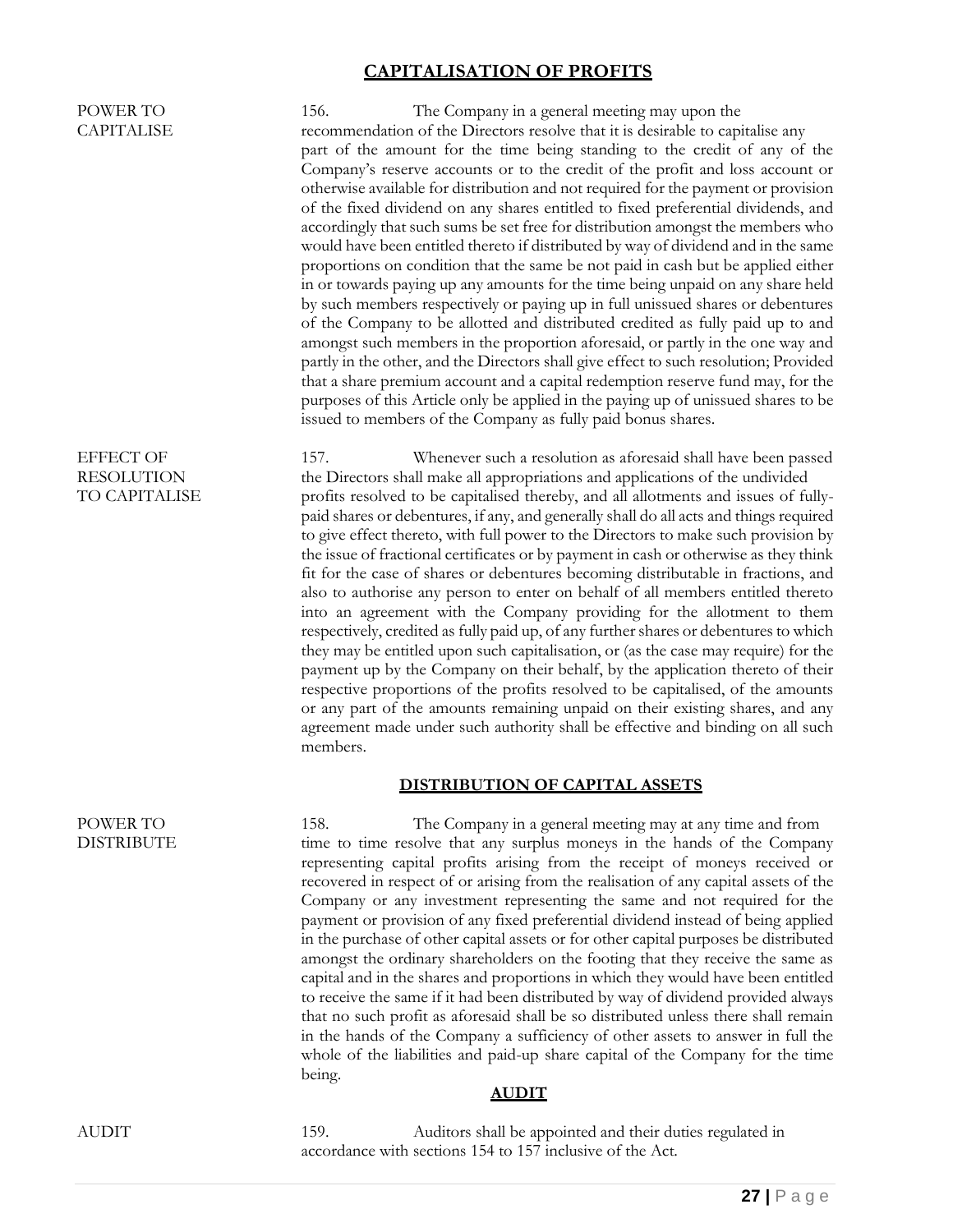## CAPITALISATION OF PROFITS

POWER TO CAPITALISE

156. The Company in a general meeting may upon the recommendation of the Directors resolve that it is desirable to capitalise any part of the amount for the time being standing to the credit of any of the Company's reserve accounts or to the credit of the profit and loss account or otherwise available for distribution and not required for the payment or provision of the fixed dividend on any shares entitled to fixed preferential dividends, and accordingly that such sums be set free for distribution amongst the members who would have been entitled thereto if distributed by way of dividend and in the same proportions on condition that the same be not paid in cash but be applied either in or towards paying up any amounts for the time being unpaid on any share held by such members respectively or paying up in full unissued shares or debentures of the Company to be allotted and distributed credited as fully paid up to and amongst such members in the proportion aforesaid, or partly in the one way and partly in the other, and the Directors shall give effect to such resolution; Provided that a share premium account and a capital redemption reserve fund may, for the purposes of this Article only be applied in the paying up of unissued shares to be issued to members of the Company as fully paid bonus shares.

EFFECT OF RESOLUTION TO CAPITALISE

157. Whenever such a resolution as aforesaid shall have been passed the Directors shall make all appropriations and applications of the undivided profits resolved to be capitalised thereby, and all allotments and issues of fully-paid shares or debentures, if any, and generally shall do all acts and things required to give effect thereto, with full power to the Directors to make such provision by the issue of fractional certificates or by payment in cash or otherwise as they think fit for the case of shares or debentures becoming distributable in fractions, and also to authorise any person to enter on behalf of all members entitled thereto into an agreement with the Company providing for the allotment to them respectively, credited as fully paid up, of any further shares or debentures to which they may be entitled upon such capitalisation, or (as the case may require) for the payment up by the Company on their behalf, by the application thereto of their respective proportions of the profits resolved to be capitalised, of the amounts or any part of the amounts remaining unpaid on their existing shares, and any agreement made under such authority shall be effective and binding on all such members.

## DISTRIBUTION OF CAPITAL ASSETS

POWER TO DISTRIBUTE

158. The Company in a general meeting may at any time and from time to time resolve that any surplus moneys in the hands of the Company representing capital profits arising from the receipt of moneys received or recovered in respect of or arising from the realisation of any capital assets of the Company or any investment representing the same and not required for the payment or provision of any fixed preferential dividend instead of being applied in the purchase of other capital assets or for other capital purposes be distributed amongst the ordinary shareholders on the footing that they receive the same as capital and in the shares and proportions in which they would have been entitled to receive the same if it had been distributed by way of dividend provided always that no such profit as aforesaid shall be so distributed unless there shall remain in the hands of the Company a sufficiency of other assets to answer in full the whole of the liabilities and paid-up share capital of the Company for the time being.

## AUDIT

AUDIT

159. Auditors shall be appointed and their duties regulated in accordance with sections 154 to 157 inclusive of the Act.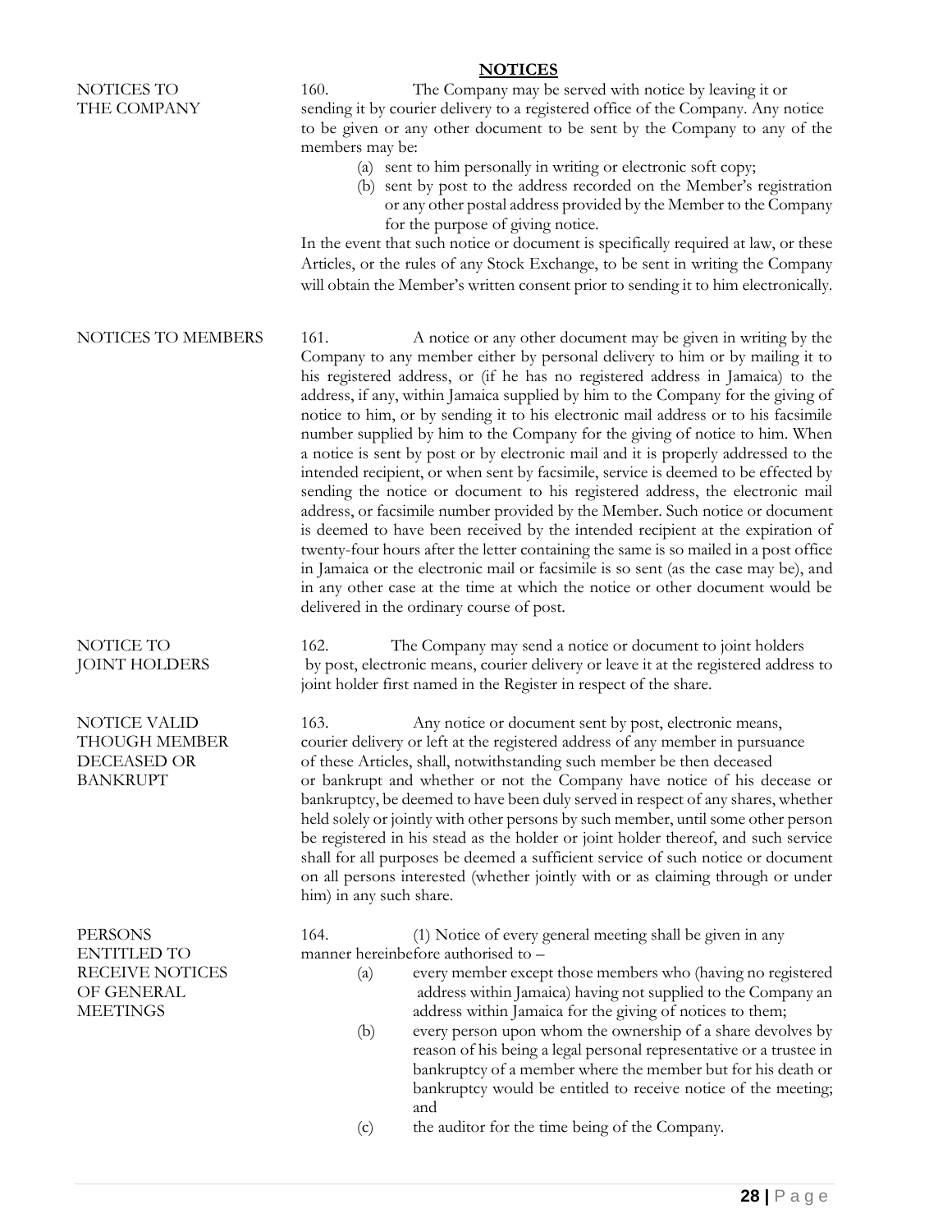## NOTICES

**NOTICES TO THE COMPANY**

160. The Company may be served with notice by leaving it or sending it by courier delivery to a registered office of the Company. Any notice to be given or any other document to be sent by the Company to any of the members may be:

(a) sent to him personally in writing or electronic soft copy;

(b) sent by post to the address recorded on the Member's registration or any other postal address provided by the Member to the Company for the purpose of giving notice.

In the event that such notice or document is specifically required at law, or these Articles, or the rules of any Stock Exchange, to be sent in writing the Company will obtain the Member's written consent prior to sending it to him electronically.

**NOTICES TO MEMBERS**

161. A notice or any other document may be given in writing by the Company to any member either by personal delivery to him or by mailing it to his registered address, or (if he has no registered address in Jamaica) to the address, if any, within Jamaica supplied by him to the Company for the giving of notice to him, or by sending it to his electronic mail address or to his facsimile number supplied by him to the Company for the giving of notice to him. When a notice is sent by post or by electronic mail and it is properly addressed to the intended recipient, or when sent by facsimile, service is deemed to be effected by sending the notice or document to his registered address, the electronic mail address, or facsimile number provided by the Member. Such notice or document is deemed to have been received by the intended recipient at the expiration of twenty-four hours after the letter containing the same is so mailed in a post office in Jamaica or the electronic mail or facsimile is so sent (as the case may be), and in any other case at the time at which the notice or other document would be delivered in the ordinary course of post.

**NOTICE TO JOINT HOLDERS**

162. The Company may send a notice or document to joint holders by post, electronic means, courier delivery or leave it at the registered address to joint holder first named in the Register in respect of the share.

**NOTICE VALID THOUGH MEMBER DECEASED OR BANKRUPT**

163. Any notice or document sent by post, electronic means, courier delivery or left at the registered address of any member in pursuance of these Articles, shall, notwithstanding such member be then deceased or bankrupt and whether or not the Company have notice of his decease or bankruptcy, be deemed to have been duly served in respect of any shares, whether held solely or jointly with other persons by such member, until some other person be registered in his stead as the holder or joint holder thereof, and such service shall for all purposes be deemed a sufficient service of such notice or document on all persons interested (whether jointly with or as claiming through or under him) in any such share.

**PERSONS ENTITLED TO RECEIVE NOTICES OF GENERAL MEETINGS**

164. (1) Notice of every general meeting shall be given in any manner hereinbefore authorised to –

(a) every member except those members who (having no registered address within Jamaica) having not supplied to the Company an address within Jamaica for the giving of notices to them;

(b) every person upon whom the ownership of a share devolves by reason of his being a legal personal representative or a trustee in bankruptcy of a member where the member but for his death or bankruptcy would be entitled to receive notice of the meeting; and

(c) the auditor for the time being of the Company.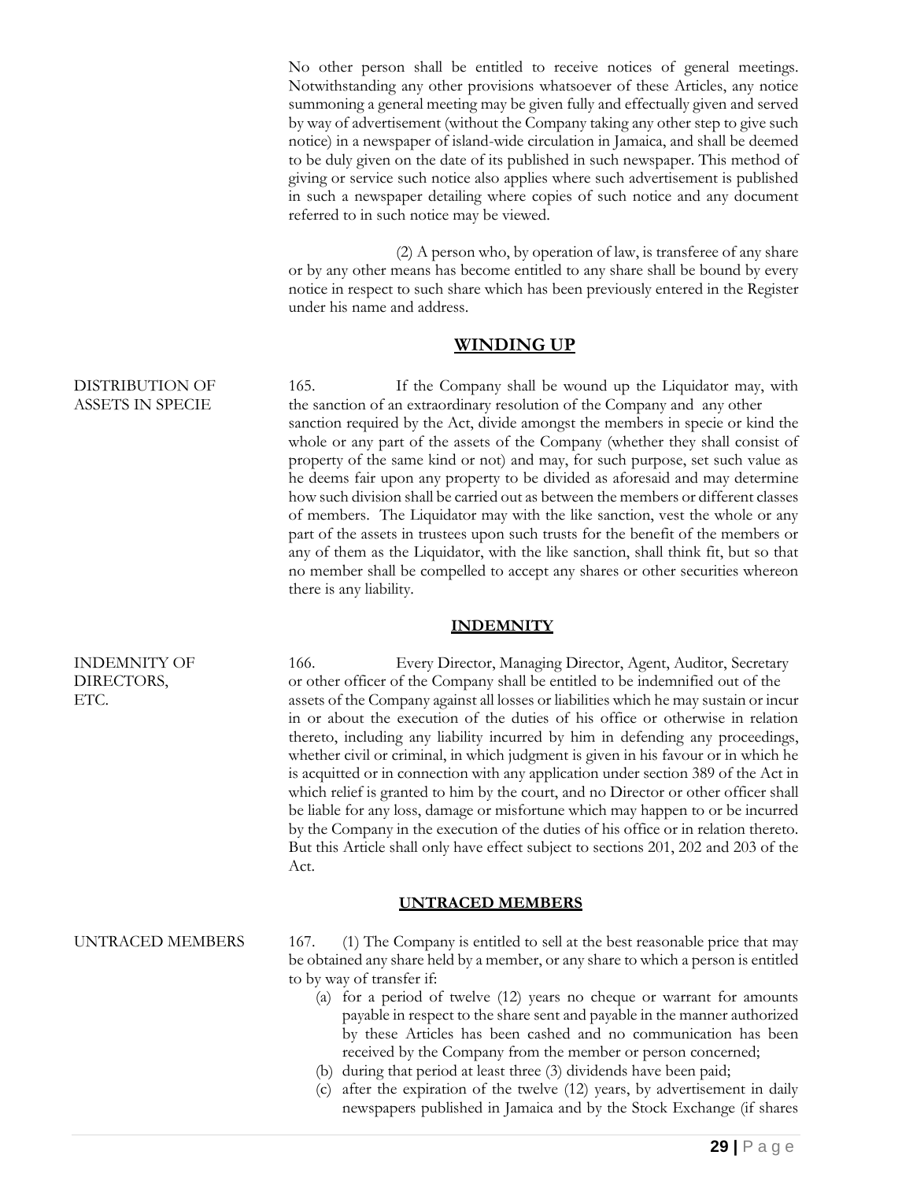No other person shall be entitled to receive notices of general meetings. Notwithstanding any other provisions whatsoever of these Articles, any notice summoning a general meeting may be given fully and effectually given and served by way of advertisement (without the Company taking any other step to give such notice) in a newspaper of island-wide circulation in Jamaica, and shall be deemed to be duly given on the date of its published in such newspaper. This method of giving or service such notice also applies where such advertisement is published in such a newspaper detailing where copies of such notice and any document referred to in such notice may be viewed.

(2) A person who, by operation of law, is transferee of any share or by any other means has become entitled to any share shall be bound by every notice in respect to such share which has been previously entered in the Register under his name and address.

## WINDING UP

DISTRIBUTION OF ASSETS IN SPECIE

165. If the Company shall be wound up the Liquidator may, with the sanction of an extraordinary resolution of the Company and any other sanction required by the Act, divide amongst the members in specie or kind the whole or any part of the assets of the Company (whether they shall consist of property of the same kind or not) and may, for such purpose, set such value as he deems fair upon any property to be divided as aforesaid and may determine how such division shall be carried out as between the members or different classes of members. The Liquidator may with the like sanction, vest the whole or any part of the assets in trustees upon such trusts for the benefit of the members or any of them as the Liquidator, with the like sanction, shall think fit, but so that no member shall be compelled to accept any shares or other securities whereon there is any liability.

## INDEMNITY

INDEMNITY OF DIRECTORS, ETC.

166. Every Director, Managing Director, Agent, Auditor, Secretary or other officer of the Company shall be entitled to be indemnified out of the assets of the Company against all losses or liabilities which he may sustain or incur in or about the execution of the duties of his office or otherwise in relation thereto, including any liability incurred by him in defending any proceedings, whether civil or criminal, in which judgment is given in his favour or in which he is acquitted or in connection with any application under section 389 of the Act in which relief is granted to him by the court, and no Director or other officer shall be liable for any loss, damage or misfortune which may happen to or be incurred by the Company in the execution of the duties of his office or in relation thereto. But this Article shall only have effect subject to sections 201, 202 and 203 of the Act.

## UNTRACED MEMBERS

UNTRACED MEMBERS

167. (1) The Company is entitled to sell at the best reasonable price that may be obtained any share held by a member, or any share to which a person is entitled to by way of transfer if:

(a) for a period of twelve (12) years no cheque or warrant for amounts payable in respect to the share sent and payable in the manner authorized by these Articles has been cashed and no communication has been received by the Company from the member or person concerned;

(b) during that period at least three (3) dividends have been paid;

(c) after the expiration of the twelve (12) years, by advertisement in daily newspapers published in Jamaica and by the Stock Exchange (if shares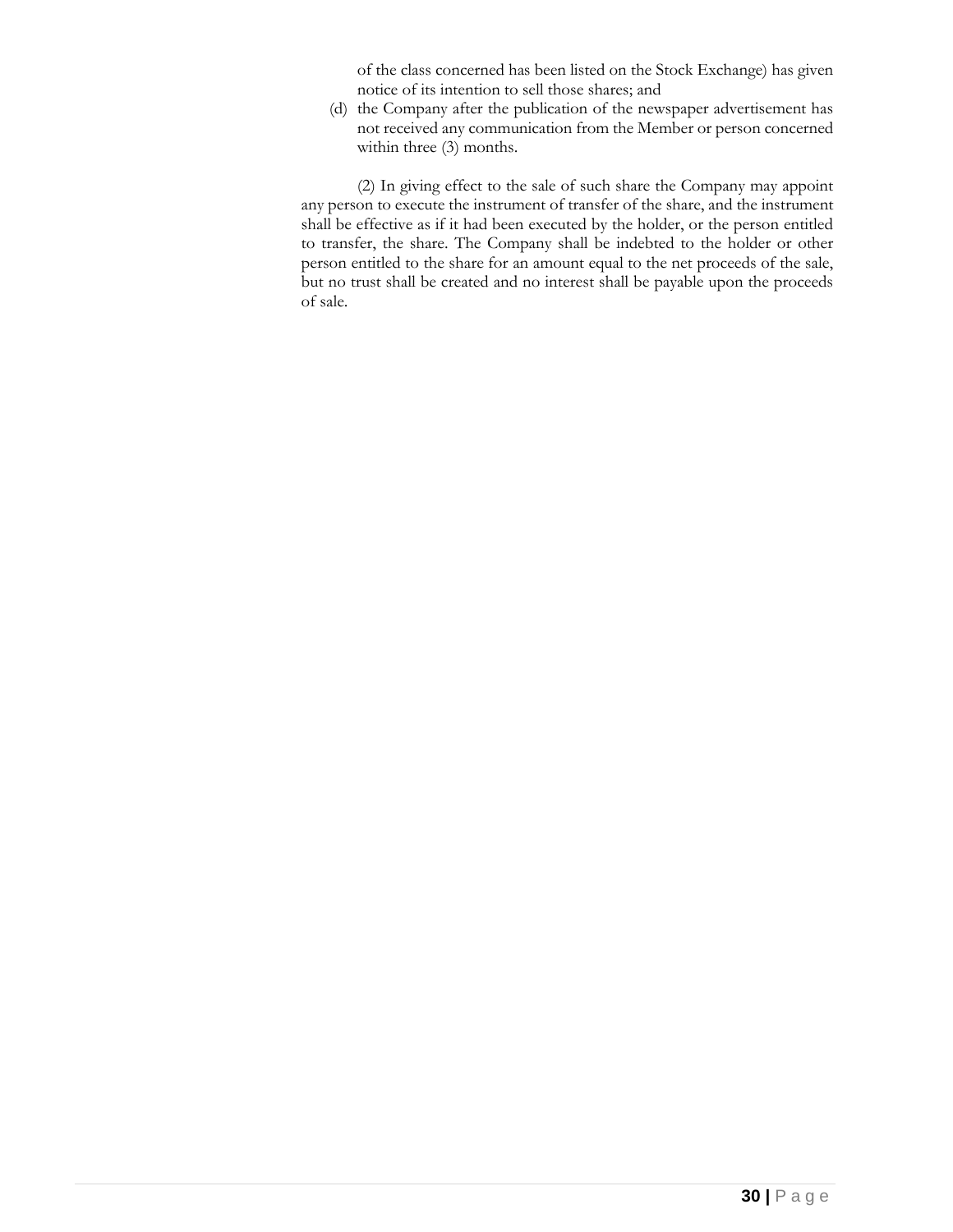of the class concerned has been listed on the Stock Exchange) has given notice of its intention to sell those shares; and

(d) the Company after the publication of the newspaper advertisement has not received any communication from the Member or person concerned within three (3) months.

(2) In giving effect to the sale of such share the Company may appoint any person to execute the instrument of transfer of the share, and the instrument shall be effective as if it had been executed by the holder, or the person entitled to transfer, the share. The Company shall be indebted to the holder or other person entitled to the share for an amount equal to the net proceeds of the sale, but no trust shall be created and no interest shall be payable upon the proceeds of sale.